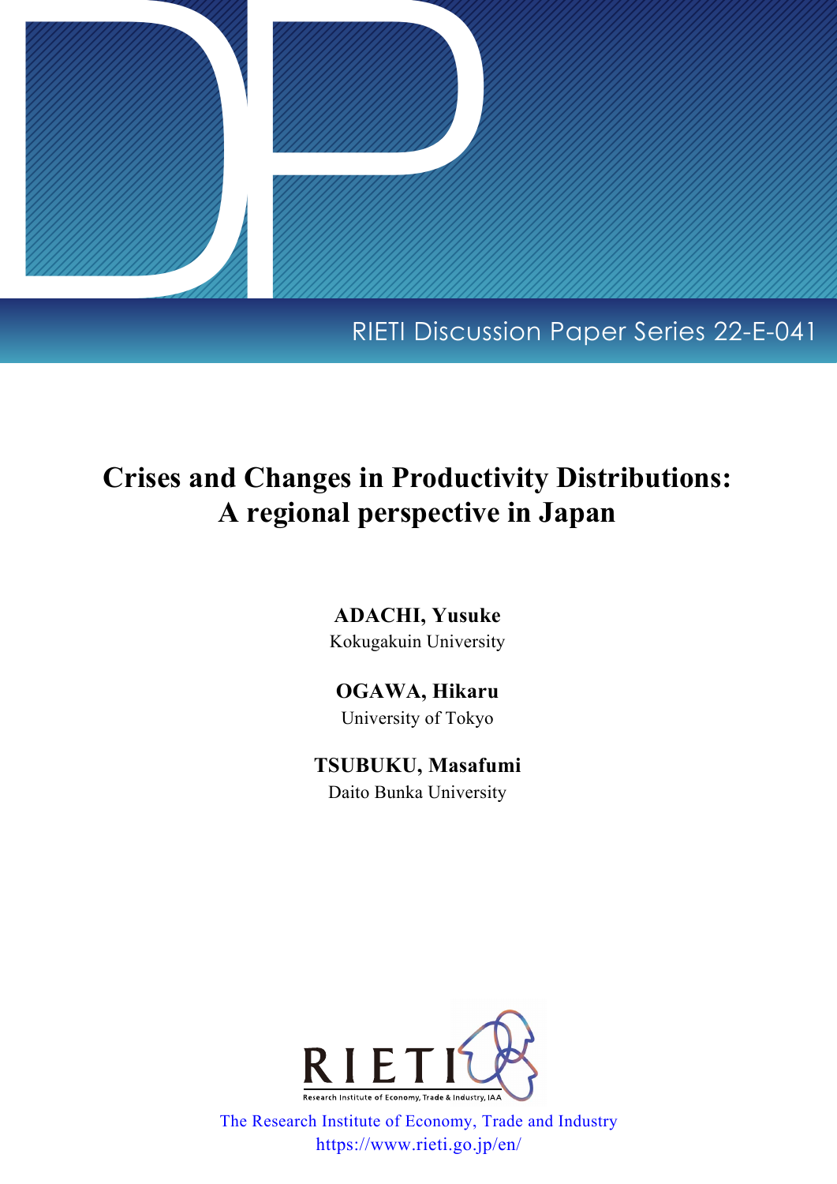RIETI Discussion Paper Series 22-E-041

# Crises and Changes in Productivity Distributions: A regional perspective in Japan

**ADACHI, Yusuke**
Kokugakuin University

**OGAWA, Hikaru**
University of Tokyo

**TSUBUKU, Masafumi**
Daito Bunka University

RIETI

Research Institute of Economy, Trade & Industry, IAA

The Research Institute of Economy, Trade and Industry
https://www.rieti.go.jp/en/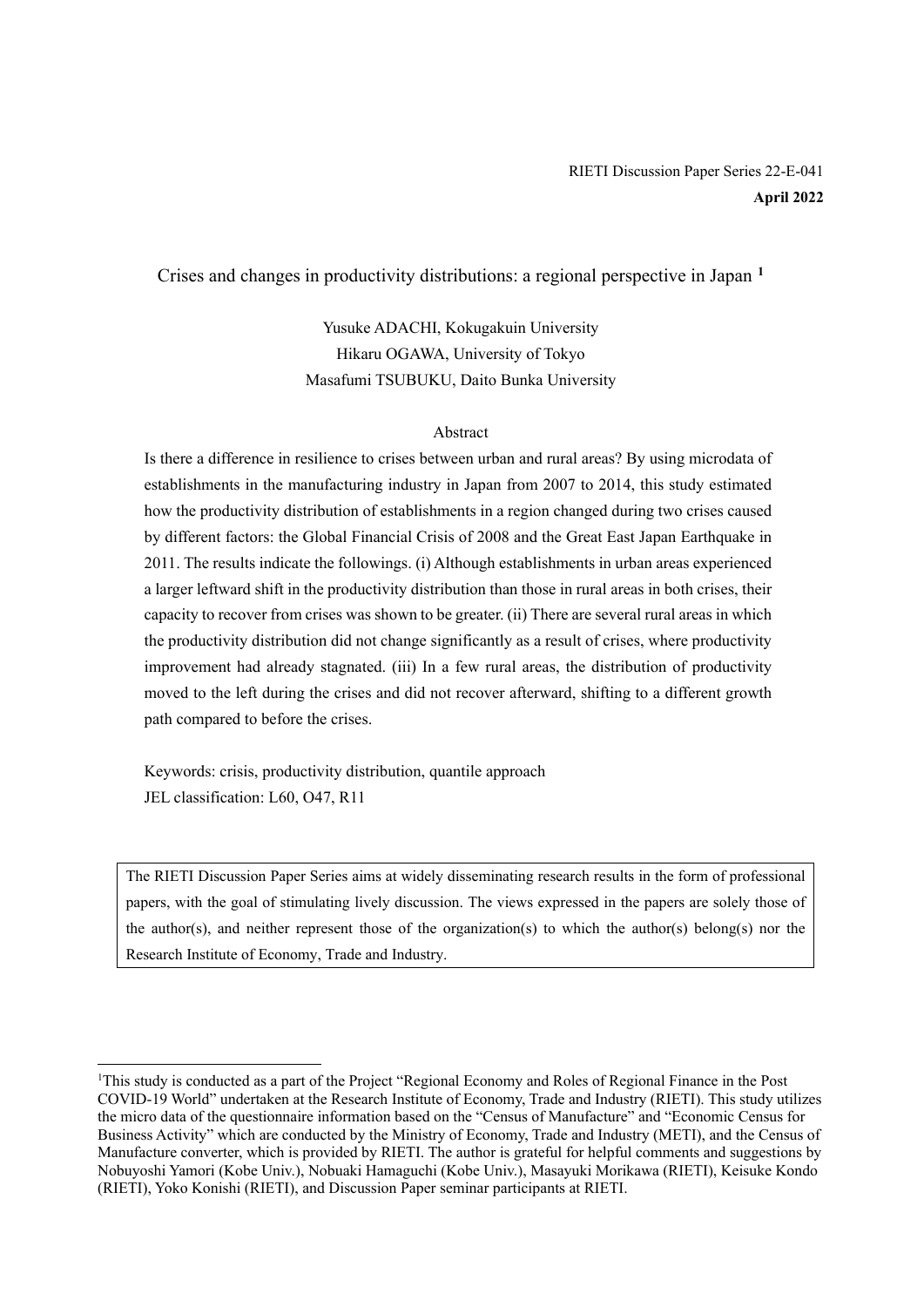RIETI Discussion Paper Series 22-E-041

**April 2022**

# Crises and changes in productivity distributions: a regional perspective in Japan [1]

Yusuke ADACHI, Kokugakuin University
Hikaru OGAWA, University of Tokyo
Masafumi TSUBUKU, Daito Bunka University

## Abstract

Is there a difference in resilience to crises between urban and rural areas? By using microdata of establishments in the manufacturing industry in Japan from 2007 to 2014, this study estimated how the productivity distribution of establishments in a region changed during two crises caused by different factors: the Global Financial Crisis of 2008 and the Great East Japan Earthquake in 2011. The results indicate the followings. (i) Although establishments in urban areas experienced a larger leftward shift in the productivity distribution than those in rural areas in both crises, their capacity to recover from crises was shown to be greater. (ii) There are several rural areas in which the productivity distribution did not change significantly as a result of crises, where productivity improvement had already stagnated. (iii) In a few rural areas, the distribution of productivity moved to the left during the crises and did not recover afterward, shifting to a different growth path compared to before the crises.

Keywords: crisis, productivity distribution, quantile approach
JEL classification: L60, O47, R11

The RIETI Discussion Paper Series aims at widely disseminating research results in the form of professional papers, with the goal of stimulating lively discussion. The views expressed in the papers are solely those of the author(s), and neither represent those of the organization(s) to which the author(s) belong(s) nor the Research Institute of Economy, Trade and Industry.

---

[1] This study is conducted as a part of the Project "Regional Economy and Roles of Regional Finance in the Post COVID-19 World" undertaken at the Research Institute of Economy, Trade and Industry (RIETI). This study utilizes the micro data of the questionnaire information based on the "Census of Manufacture" and "Economic Census for Business Activity" which are conducted by the Ministry of Economy, Trade and Industry (METI), and the Census of Manufacture converter, which is provided by RIETI. The author is grateful for helpful comments and suggestions by Nobuyoshi Yamori (Kobe Univ.), Nobuaki Hamaguchi (Kobe Univ.), Masayuki Morikawa (RIETI), Keisuke Kondo (RIETI), Yoko Konishi (RIETI), and Discussion Paper seminar participants at RIETI.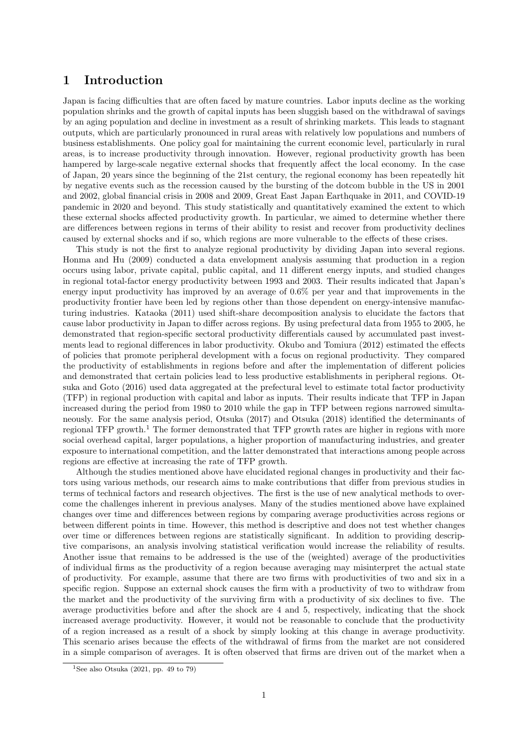# 1 Introduction

Japan is facing difficulties that are often faced by mature countries. Labor inputs decline as the working population shrinks and the growth of capital inputs has been sluggish based on the withdrawal of savings by an aging population and decline in investment as a result of shrinking markets. This leads to stagnant outputs, which are particularly pronounced in rural areas with relatively low populations and numbers of business establishments. One policy goal for maintaining the current economic level, particularly in rural areas, is to increase productivity through innovation. However, regional productivity growth has been hampered by large-scale negative external shocks that frequently affect the local economy. In the case of Japan, 20 years since the beginning of the 21st century, the regional economy has been repeatedly hit by negative events such as the recession caused by the bursting of the dotcom bubble in the US in 2001 and 2002, global financial crisis in 2008 and 2009, Great East Japan Earthquake in 2011, and COVID-19 pandemic in 2020 and beyond. This study statistically and quantitatively examined the extent to which these external shocks affected productivity growth. In particular, we aimed to determine whether there are differences between regions in terms of their ability to resist and recover from productivity declines caused by external shocks and if so, which regions are more vulnerable to the effects of these crises.

This study is not the first to analyze regional productivity by dividing Japan into several regions. Honma and Hu (2009) conducted a data envelopment analysis assuming that production in a region occurs using labor, private capital, public capital, and 11 different energy inputs, and studied changes in regional total-factor energy productivity between 1993 and 2003. Their results indicated that Japan's energy input productivity has improved by an average of 0.6% per year and that improvements in the productivity frontier have been led by regions other than those dependent on energy-intensive manufacturing industries. Kataoka (2011) used shift-share decomposition analysis to elucidate the factors that cause labor productivity in Japan to differ across regions. By using prefectural data from 1955 to 2005, he demonstrated that region-specific sectoral productivity differentials caused by accumulated past investments lead to regional differences in labor productivity. Okubo and Tomiura (2012) estimated the effects of policies that promote peripheral development with a focus on regional productivity. They compared the productivity of establishments in regions before and after the implementation of different policies and demonstrated that certain policies lead to less productive establishments in peripheral regions. Otsuka and Goto (2016) used data aggregated at the prefectural level to estimate total factor productivity (TFP) in regional production with capital and labor as inputs. Their results indicate that TFP in Japan increased during the period from 1980 to 2010 while the gap in TFP between regions narrowed simultaneously. For the same analysis period, Otsuka (2017) and Otsuka (2018) identified the determinants of regional TFP growth.[1] The former demonstrated that TFP growth rates are higher in regions with more social overhead capital, larger populations, a higher proportion of manufacturing industries, and greater exposure to international competition, and the latter demonstrated that interactions among people across regions are effective at increasing the rate of TFP growth.

Although the studies mentioned above have elucidated regional changes in productivity and their factors using various methods, our research aims to make contributions that differ from previous studies in terms of technical factors and research objectives. The first is the use of new analytical methods to overcome the challenges inherent in previous analyses. Many of the studies mentioned above have explained changes over time and differences between regions by comparing average productivities across regions or between different points in time. However, this method is descriptive and does not test whether changes over time or differences between regions are statistically significant. In addition to providing descriptive comparisons, an analysis involving statistical verification would increase the reliability of results. Another issue that remains to be addressed is the use of the (weighted) average of the productivities of individual firms as the productivity of a region because averaging may misinterpret the actual state of productivity. For example, assume that there are two firms with productivities of two and six in a specific region. Suppose an external shock causes the firm with a productivity of two to withdraw from the market and the productivity of the surviving firm with a productivity of six declines to five. The average productivities before and after the shock are 4 and 5, respectively, indicating that the shock increased average productivity. However, it would not be reasonable to conclude that the productivity of a region increased as a result of a shock by simply looking at this change in average productivity. This scenario arises because the effects of the withdrawal of firms from the market are not considered in a simple comparison of averages. It is often observed that firms are driven out of the market when a

[1] See also Otsuka (2021, pp. 49 to 79)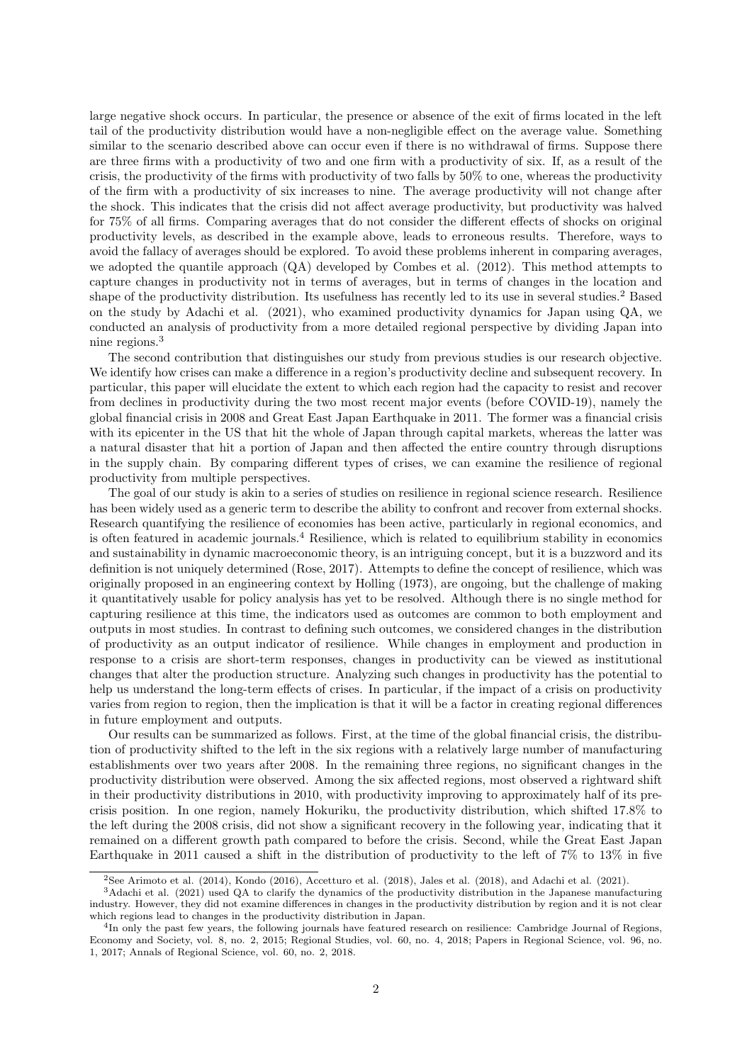large negative shock occurs. In particular, the presence or absence of the exit of firms located in the left tail of the productivity distribution would have a non-negligible effect on the average value. Something similar to the scenario described above can occur even if there is no withdrawal of firms. Suppose there are three firms with a productivity of two and one firm with a productivity of six. If, as a result of the crisis, the productivity of the firms with productivity of two falls by 50% to one, whereas the productivity of the firm with a productivity of six increases to nine. The average productivity will not change after the shock. This indicates that the crisis did not affect average productivity, but productivity was halved for 75% of all firms. Comparing averages that do not consider the different effects of shocks on original productivity levels, as described in the example above, leads to erroneous results. Therefore, ways to avoid the fallacy of averages should be explored. To avoid these problems inherent in comparing averages, we adopted the quantile approach (QA) developed by Combes et al. (2012). This method attempts to capture changes in productivity not in terms of averages, but in terms of changes in the location and shape of the productivity distribution. Its usefulness has recently led to its use in several studies.[2] Based on the study by Adachi et al. (2021), who examined productivity dynamics for Japan using QA, we conducted an analysis of productivity from a more detailed regional perspective by dividing Japan into nine regions.[3]

The second contribution that distinguishes our study from previous studies is our research objective. We identify how crises can make a difference in a region's productivity decline and subsequent recovery. In particular, this paper will elucidate the extent to which each region had the capacity to resist and recover from declines in productivity during the two most recent major events (before COVID-19), namely the global financial crisis in 2008 and Great East Japan Earthquake in 2011. The former was a financial crisis with its epicenter in the US that hit the whole of Japan through capital markets, whereas the latter was a natural disaster that hit a portion of Japan and then affected the entire country through disruptions in the supply chain. By comparing different types of crises, we can examine the resilience of regional productivity from multiple perspectives.

The goal of our study is akin to a series of studies on resilience in regional science research. Resilience has been widely used as a generic term to describe the ability to confront and recover from external shocks. Research quantifying the resilience of economies has been active, particularly in regional economics, and is often featured in academic journals.[4] Resilience, which is related to equilibrium stability in economics and sustainability in dynamic macroeconomic theory, is an intriguing concept, but it is a buzzword and its definition is not uniquely determined (Rose, 2017). Attempts to define the concept of resilience, which was originally proposed in an engineering context by Holling (1973), are ongoing, but the challenge of making it quantitatively usable for policy analysis has yet to be resolved. Although there is no single method for capturing resilience at this time, the indicators used as outcomes are common to both employment and outputs in most studies. In contrast to defining such outcomes, we considered changes in the distribution of productivity as an output indicator of resilience. While changes in employment and production in response to a crisis are short-term responses, changes in productivity can be viewed as institutional changes that alter the production structure. Analyzing such changes in productivity has the potential to help us understand the long-term effects of crises. In particular, if the impact of a crisis on productivity varies from region to region, then the implication is that it will be a factor in creating regional differences in future employment and outputs.

Our results can be summarized as follows. First, at the time of the global financial crisis, the distribution of productivity shifted to the left in the six regions with a relatively large number of manufacturing establishments over two years after 2008. In the remaining three regions, no significant changes in the productivity distribution were observed. Among the six affected regions, most observed a rightward shift in their productivity distributions in 2010, with productivity improving to approximately half of its pre-crisis position. In one region, namely Hokuriku, the productivity distribution, which shifted 17.8% to the left during the 2008 crisis, did not show a significant recovery in the following year, indicating that it remained on a different growth path compared to before the crisis. Second, while the Great East Japan Earthquake in 2011 caused a shift in the distribution of productivity to the left of 7% to 13% in five

[2] See Arimoto et al. (2014), Kondo (2016), Accetturo et al. (2018), Jales et al. (2018), and Adachi et al. (2021).

[3] Adachi et al. (2021) used QA to clarify the dynamics of the productivity distribution in the Japanese manufacturing industry. However, they did not examine differences in changes in the productivity distribution by region and it is not clear which regions lead to changes in the productivity distribution in Japan.

[4] In only the past few years, the following journals have featured research on resilience: Cambridge Journal of Regions, Economy and Society, vol. 8, no. 2, 2015; Regional Studies, vol. 60, no. 4, 2018; Papers in Regional Science, vol. 96, no. 1, 2017; Annals of Regional Science, vol. 60, no. 2, 2018.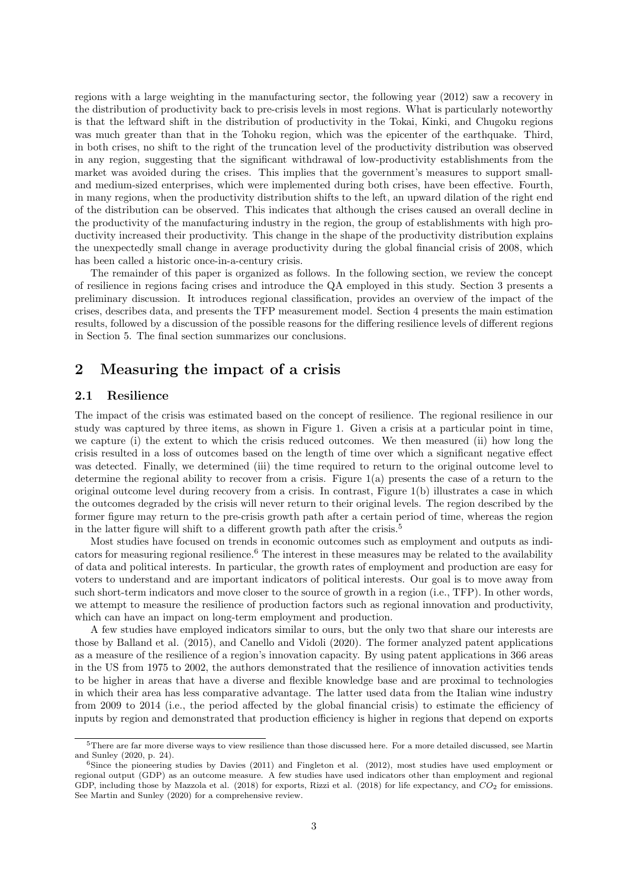regions with a large weighting in the manufacturing sector, the following year (2012) saw a recovery in the distribution of productivity back to pre-crisis levels in most regions. What is particularly noteworthy is that the leftward shift in the distribution of productivity in the Tokai, Kinki, and Chugoku regions was much greater than that in the Tohoku region, which was the epicenter of the earthquake. Third, in both crises, no shift to the right of the truncation level of the productivity distribution was observed in any region, suggesting that the significant withdrawal of low-productivity establishments from the market was avoided during the crises. This implies that the government's measures to support small- and medium-sized enterprises, which were implemented during both crises, have been effective. Fourth, in many regions, when the productivity distribution shifts to the left, an upward dilation of the right end of the distribution can be observed. This indicates that although the crises caused an overall decline in the productivity of the manufacturing industry in the region, the group of establishments with high productivity increased their productivity. This change in the shape of the productivity distribution explains the unexpectedly small change in average productivity during the global financial crisis of 2008, which has been called a historic once-in-a-century crisis.

The remainder of this paper is organized as follows. In the following section, we review the concept of resilience in regions facing crises and introduce the QA employed in this study. Section 3 presents a preliminary discussion. It introduces regional classification, provides an overview of the impact of the crises, describes data, and presents the TFP measurement model. Section 4 presents the main estimation results, followed by a discussion of the possible reasons for the differing resilience levels of different regions in Section 5. The final section summarizes our conclusions.

## 2 Measuring the impact of a crisis

### 2.1 Resilience

The impact of the crisis was estimated based on the concept of resilience. The regional resilience in our study was captured by three items, as shown in Figure 1. Given a crisis at a particular point in time, we capture (i) the extent to which the crisis reduced outcomes. We then measured (ii) how long the crisis resulted in a loss of outcomes based on the length of time over which a significant negative effect was detected. Finally, we determined (iii) the time required to return to the original outcome level to determine the regional ability to recover from a crisis. Figure 1(a) presents the case of a return to the original outcome level during recovery from a crisis. In contrast, Figure 1(b) illustrates a case in which the outcomes degraded by the crisis will never return to their original levels. The region described by the former figure may return to the pre-crisis growth path after a certain period of time, whereas the region in the latter figure will shift to a different growth path after the crisis.[5]

Most studies have focused on trends in economic outcomes such as employment and outputs as indicators for measuring regional resilience.[6] The interest in these measures may be related to the availability of data and political interests. In particular, the growth rates of employment and production are easy for voters to understand and are important indicators of political interests. Our goal is to move away from such short-term indicators and move closer to the source of growth in a region (i.e., TFP). In other words, we attempt to measure the resilience of production factors such as regional innovation and productivity, which can have an impact on long-term employment and production.

A few studies have employed indicators similar to ours, but the only two that share our interests are those by Balland et al. (2015), and Canello and Vidoli (2020). The former analyzed patent applications as a measure of the resilience of a region's innovation capacity. By using patent applications in 366 areas in the US from 1975 to 2002, the authors demonstrated that the resilience of innovation activities tends to be higher in areas that have a diverse and flexible knowledge base and are proximal to technologies in which their area has less comparative advantage. The latter used data from the Italian wine industry from 2009 to 2014 (i.e., the period affected by the global financial crisis) to estimate the efficiency of inputs by region and demonstrated that production efficiency is higher in regions that depend on exports

[5] There are far more diverse ways to view resilience than those discussed here. For a more detailed discussed, see Martin and Sunley (2020, p. 24).

[6] Since the pioneering studies by Davies (2011) and Fingleton et al. (2012), most studies have used employment or regional output (GDP) as an outcome measure. A few studies have used indicators other than employment and regional GDP, including those by Mazzola et al. (2018) for exports, Rizzi et al. (2018) for life expectancy, and $CO_2$ for emissions. See Martin and Sunley (2020) for a comprehensive review.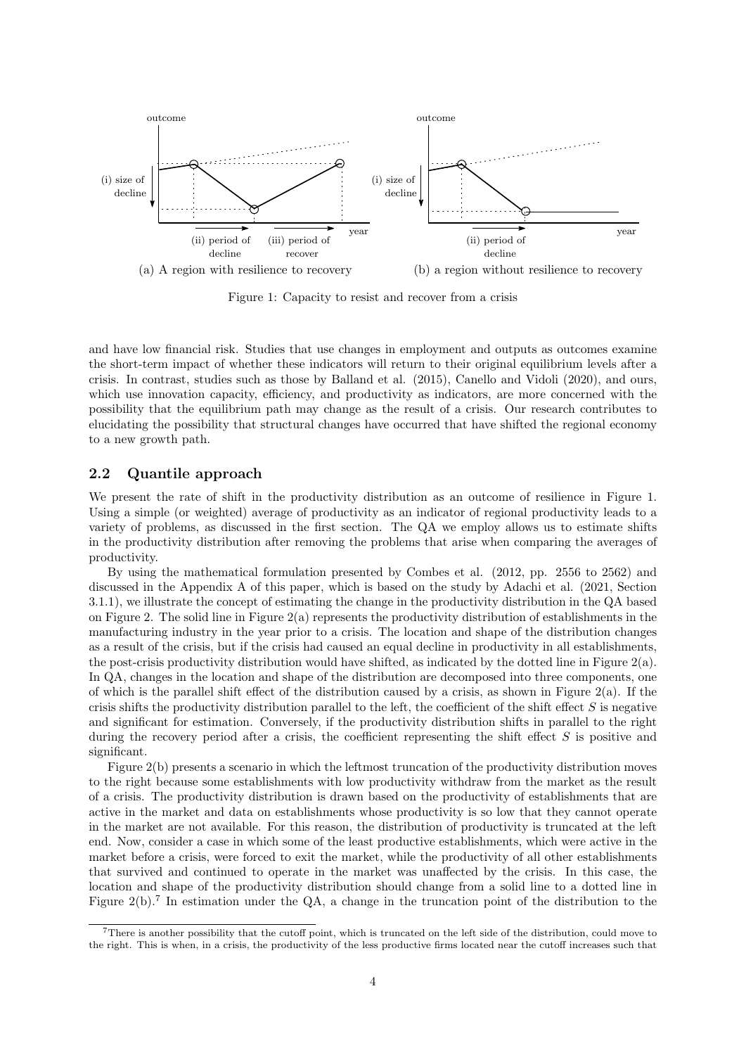Figure 1: Capacity to resist and recover from a crisis

(a) A region with resilience to recovery

(b) a region without resilience to recovery

and have low financial risk. Studies that use changes in employment and outputs as outcomes examine the short-term impact of whether these indicators will return to their original equilibrium levels after a crisis. In contrast, studies such as those by Balland et al. (2015), Canello and Vidoli (2020), and ours, which use innovation capacity, efficiency, and productivity as indicators, are more concerned with the possibility that the equilibrium path may change as the result of a crisis. Our research contributes to elucidating the possibility that structural changes have occurred that have shifted the regional economy to a new growth path.

## 2.2 Quantile approach

We present the rate of shift in the productivity distribution as an outcome of resilience in Figure 1. Using a simple (or weighted) average of productivity as an indicator of regional productivity leads to a variety of problems, as discussed in the first section. The QA we employ allows us to estimate shifts in the productivity distribution after removing the problems that arise when comparing the averages of productivity.

By using the mathematical formulation presented by Combes et al. (2012, pp. 2556 to 2562) and discussed in the Appendix A of this paper, which is based on the study by Adachi et al. (2021, Section 3.1.1), we illustrate the concept of estimating the change in the productivity distribution in the QA based on Figure 2. The solid line in Figure 2(a) represents the productivity distribution of establishments in the manufacturing industry in the year prior to a crisis. The location and shape of the distribution changes as a result of the crisis, but if the crisis had caused an equal decline in productivity in all establishments, the post-crisis productivity distribution would have shifted, as indicated by the dotted line in Figure 2(a). In QA, changes in the location and shape of the distribution are decomposed into three components, one of which is the parallel shift effect of the distribution caused by a crisis, as shown in Figure 2(a). If the crisis shifts the productivity distribution parallel to the left, the coefficient of the shift effect $S$ is negative and significant for estimation. Conversely, if the productivity distribution shifts in parallel to the right during the recovery period after a crisis, the coefficient representing the shift effect $S$ is positive and significant.

Figure 2(b) presents a scenario in which the leftmost truncation of the productivity distribution moves to the right because some establishments with low productivity withdraw from the market as the result of a crisis. The productivity distribution is drawn based on the productivity of establishments that are active in the market and data on establishments whose productivity is so low that they cannot operate in the market are not available. For this reason, the distribution of productivity is truncated at the left end. Now, consider a case in which some of the least productive establishments, which were active in the market before a crisis, were forced to exit the market, while the productivity of all other establishments that survived and continued to operate in the market was unaffected by the crisis. In this case, the location and shape of the productivity distribution should change from a solid line to a dotted line in Figure 2(b).[7] In estimation under the QA, a change in the truncation point of the distribution to the

[7] There is another possibility that the cutoff point, which is truncated on the left side of the distribution, could move to the right. This is when, in a crisis, the productivity of the less productive firms located near the cutoff increases such that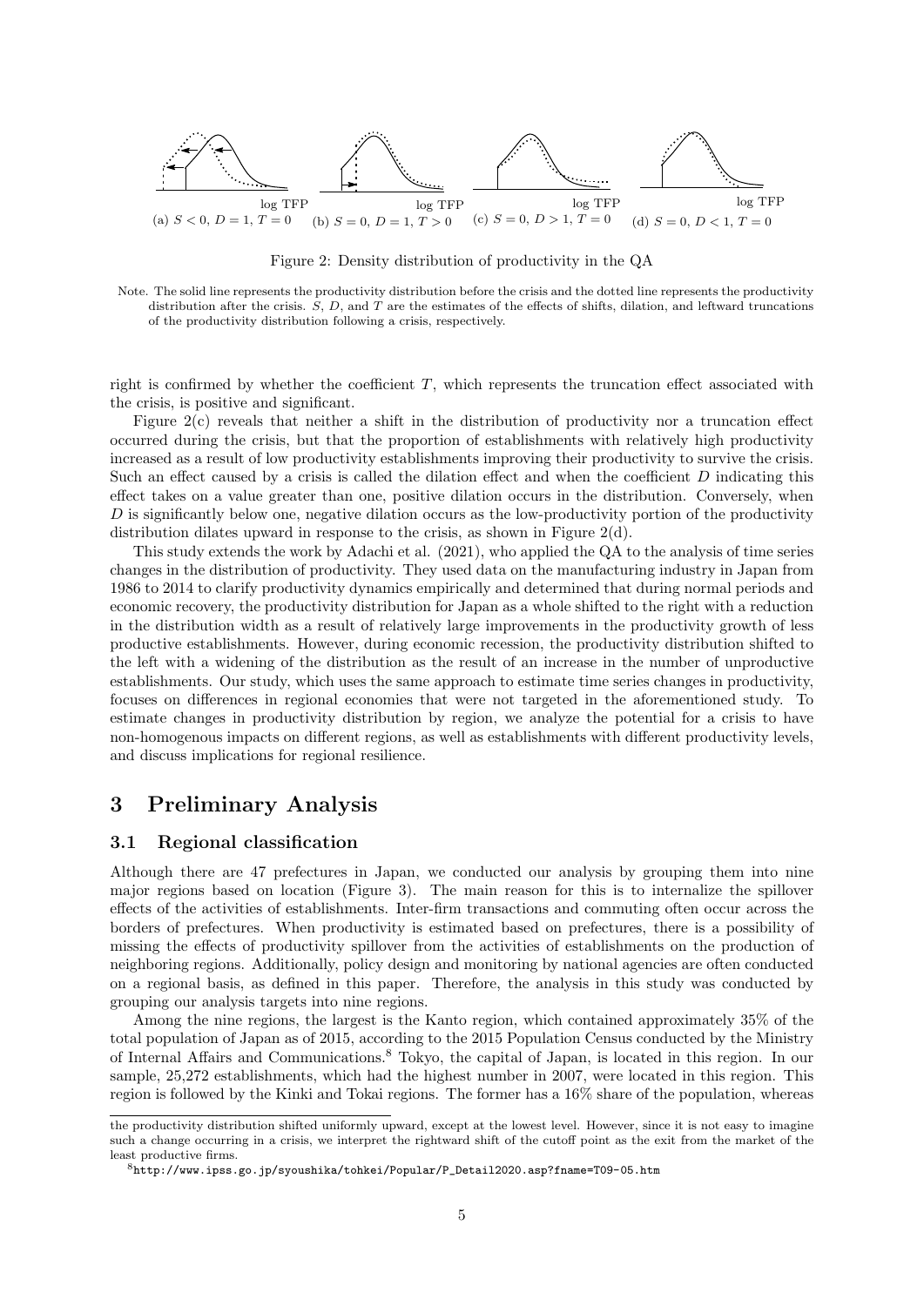log TFP

(a) $S < 0$, $D = 1$, $T = 0$ (b) $S = 0$, $D = 1$, $T > 0$ (c) $S = 0$, $D > 1$, $T = 0$ (d) $S = 0$, $D < 1$, $T = 0$

Figure 2: Density distribution of productivity in the QA

Note. The solid line represents the productivity distribution before the crisis and the dotted line represents the productivity distribution after the crisis. $S$, $D$, and $T$ are the estimates of the effects of shifts, dilation, and leftward truncations of the productivity distribution following a crisis, respectively.

right is confirmed by whether the coefficient $T$, which represents the truncation effect associated with the crisis, is positive and significant.

Figure 2(c) reveals that neither a shift in the distribution of productivity nor a truncation effect occurred during the crisis, but that the proportion of establishments with relatively high productivity increased as a result of low productivity establishments improving their productivity to survive the crisis. Such an effect caused by a crisis is called the dilation effect and when the coefficient $D$ indicating this effect takes on a value greater than one, positive dilation occurs in the distribution. Conversely, when $D$ is significantly below one, negative dilation occurs as the low-productivity portion of the productivity distribution dilates upward in response to the crisis, as shown in Figure 2(d).

This study extends the work by Adachi et al. (2021), who applied the QA to the analysis of time series changes in the distribution of productivity. They used data on the manufacturing industry in Japan from 1986 to 2014 to clarify productivity dynamics empirically and determined that during normal periods and economic recovery, the productivity distribution for Japan as a whole shifted to the right with a reduction in the distribution width as a result of relatively large improvements in the productivity growth of less productive establishments. However, during economic recession, the productivity distribution shifted to the left with a widening of the distribution as the result of an increase in the number of unproductive establishments. Our study, which uses the same approach to estimate time series changes in productivity, focuses on differences in regional economies that were not targeted in the aforementioned study. To estimate changes in productivity distribution by region, we analyze the potential for a crisis to have non-homogenous impacts on different regions, as well as establishments with different productivity levels, and discuss implications for regional resilience.

# 3 Preliminary Analysis

## 3.1 Regional classification

Although there are 47 prefectures in Japan, we conducted our analysis by grouping them into nine major regions based on location (Figure 3). The main reason for this is to internalize the spillover effects of the activities of establishments. Inter-firm transactions and commuting often occur across the borders of prefectures. When productivity is estimated based on prefectures, there is a possibility of missing the effects of productivity spillover from the activities of establishments on the production of neighboring regions. Additionally, policy design and monitoring by national agencies are often conducted on a regional basis, as defined in this paper. Therefore, the analysis in this study was conducted by grouping our analysis targets into nine regions.

Among the nine regions, the largest is the Kanto region, which contained approximately 35% of the total population of Japan as of 2015, according to the 2015 Population Census conducted by the Ministry of Internal Affairs and Communications.[8] Tokyo, the capital of Japan, is located in this region. In our sample, 25,272 establishments, which had the highest number in 2007, were located in this region. This region is followed by the Kinki and Tokai regions. The former has a 16% share of the population, whereas

---

the productivity distribution shifted uniformly upward, except at the lowest level. However, since it is not easy to imagine such a change occurring in a crisis, we interpret the rightward shift of the cutoff point as the exit from the market of the least productive firms.

[8] http://www.ipss.go.jp/syoushika/tohkei/Popular/P_Detail2020.asp?fname=T09-05.htm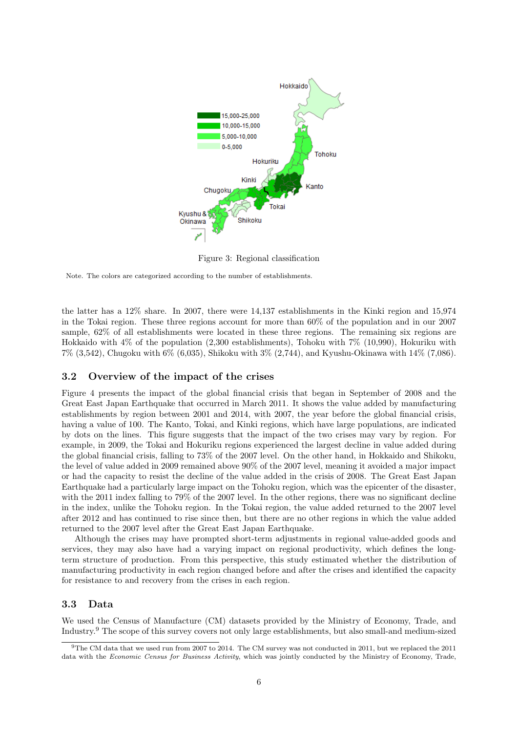Figure 3: Regional classification

Note. The colors are categorized according to the number of establishments.

the latter has a 12% share. In 2007, there were 14,137 establishments in the Kinki region and 15,974 in the Tokai region. These three regions account for more than 60% of the population and in our 2007 sample, 62% of all establishments were located in these three regions. The remaining six regions are Hokkaido with 4% of the population (2,300 establishments), Tohoku with 7% (10,990), Hokuriku with 7% (3,542), Chugoku with 6% (6,035), Shikoku with 3% (2,744), and Kyushu-Okinawa with 14% (7,086).

### 3.2 Overview of the impact of the crises

Figure 4 presents the impact of the global financial crisis that began in September of 2008 and the Great East Japan Earthquake that occurred in March 2011. It shows the value added by manufacturing establishments by region between 2001 and 2014, with 2007, the year before the global financial crisis, having a value of 100. The Kanto, Tokai, and Kinki regions, which have large populations, are indicated by dots on the lines. This figure suggests that the impact of the two crises may vary by region. For example, in 2009, the Tokai and Hokuriku regions experienced the largest decline in value added during the global financial crisis, falling to 73% of the 2007 level. On the other hand, in Hokkaido and Shikoku, the level of value added in 2009 remained above 90% of the 2007 level, meaning it avoided a major impact or had the capacity to resist the decline of the value added in the crisis of 2008. The Great East Japan Earthquake had a particularly large impact on the Tohoku region, which was the epicenter of the disaster, with the 2011 index falling to 79% of the 2007 level. In the other regions, there was no significant decline in the index, unlike the Tohoku region. In the Tokai region, the value added returned to the 2007 level after 2012 and has continued to rise since then, but there are no other regions in which the value added returned to the 2007 level after the Great East Japan Earthquake.

Although the crises may have prompted short-term adjustments in regional value-added goods and services, they may also have had a varying impact on regional productivity, which defines the long-term structure of production. From this perspective, this study estimated whether the distribution of manufacturing productivity in each region changed before and after the crises and identified the capacity for resistance to and recovery from the crises in each region.

### 3.3 Data

We used the Census of Manufacture (CM) datasets provided by the Ministry of Economy, Trade, and Industry.[9] The scope of this survey covers not only large establishments, but also small-and medium-sized

[9] The CM data that we used run from 2007 to 2014. The CM survey was not conducted in 2011, but we replaced the 2011 data with the *Economic Census for Business Activity*, which was jointly conducted by the Ministry of Economy, Trade,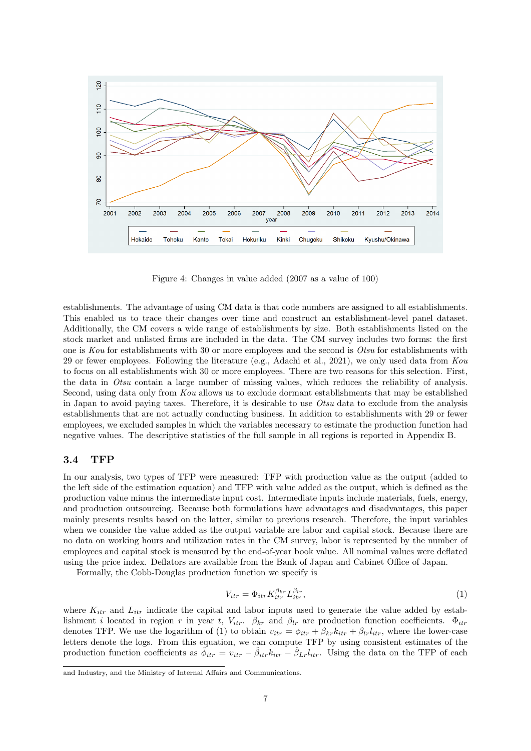Figure 4: Changes in value added (2007 as a value of 100)

establishments. The advantage of using CM data is that code numbers are assigned to all establishments. This enabled us to trace their changes over time and construct an establishment-level panel dataset. Additionally, the CM covers a wide range of establishments by size. Both establishments listed on the stock market and unlisted firms are included in the data. The CM survey includes two forms: the first one is *Kou* for establishments with 30 or more employees and the second is *Otsu* for establishments with 29 or fewer employees. Following the literature (e.g., Adachi et al., 2021), we only used data from *Kou* to focus on all establishments with 30 or more employees. There are two reasons for this selection. First, the data in *Otsu* contain a large number of missing values, which reduces the reliability of analysis. Second, using data only from *Kou* allows us to exclude dormant establishments that may be established in Japan to avoid paying taxes. Therefore, it is desirable to use *Otsu* data to exclude from the analysis establishments that are not actually conducting business. In addition to establishments with 29 or fewer employees, we excluded samples in which the variables necessary to estimate the production function had negative values. The descriptive statistics of the full sample in all regions is reported in Appendix B.

### 3.4 TFP

In our analysis, two types of TFP were measured: TFP with production value as the output (added to the left side of the estimation equation) and TFP with value added as the output, which is defined as the production value minus the intermediate input cost. Intermediate inputs include materials, fuels, energy, and production outsourcing. Because both formulations have advantages and disadvantages, this paper mainly presents results based on the latter, similar to previous research. Therefore, the input variables when we consider the value added as the output variable are labor and capital stock. Because there are no data on working hours and utilization rates in the CM survey, labor is represented by the number of employees and capital stock is measured by the end-of-year book value. All nominal values were deflated using the price index. Deflators are available from the Bank of Japan and Cabinet Office of Japan.

Formally, the Cobb-Douglas production function we specify is

$$V_{itr} = \Phi_{itr} K_{itr}^{\beta_{kr}} L_{itr}^{\beta_{lr}}, \tag{1}$$

where $K_{itr}$ and $L_{itr}$ indicate the capital and labor inputs used to generate the value added by establishment $i$ located in region $r$ in year $t$, $V_{itr}$. $\beta_{kr}$ and $\beta_{lr}$ are production function coefficients. $\Phi_{itr}$ denotes TFP. We use the logarithm of (1) to obtain $v_{itr} = \phi_{itr} + \beta_{kr} k_{itr} + \beta_{lr} l_{itr}$, where the lower-case letters denote the logs. From this equation, we can compute TFP by using consistent estimates of the production function coefficients as $\hat{\phi}_{itr} = v_{itr} - \hat{\beta}_{itr} k_{itr} - \hat{\beta}_{Lr} l_{itr}$. Using the data on the TFP of each

and Industry, and the Ministry of Internal Affairs and Communications.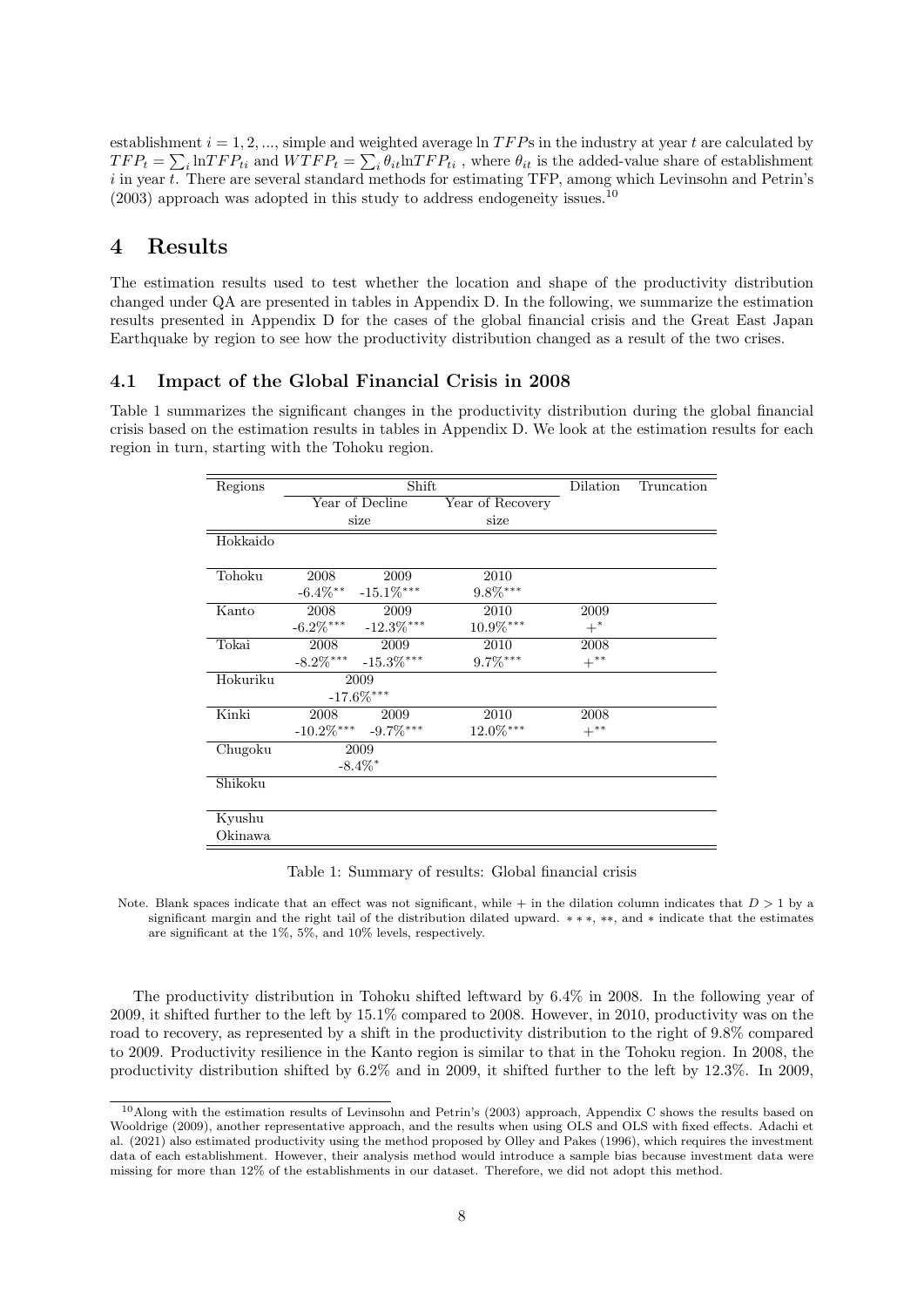establishment $i = 1, 2, ...$, simple and weighted average ln $TFP$s in the industry at year $t$ are calculated by $TFP_t = \sum_i \ln TFP_{ti}$ and $WTFP_t = \sum_i \theta_{it} \ln TFP_{ti}$ , where $\theta_{it}$ is the added-value share of establishment $i$ in year $t$. There are several standard methods for estimating TFP, among which Levinsohn and Petrin's (2003) approach was adopted in this study to address endogeneity issues.[10]

# 4 Results

The estimation results used to test whether the location and shape of the productivity distribution changed under QA are presented in tables in Appendix D. In the following, we summarize the estimation results presented in Appendix D for the cases of the global financial crisis and the Great East Japan Earthquake by region to see how the productivity distribution changed as a result of the two crises.

## 4.1 Impact of the Global Financial Crisis in 2008

Table 1 summarizes the significant changes in the productivity distribution during the global financial crisis based on the estimation results in tables in Appendix D. We look at the estimation results for each region in turn, starting with the Tohoku region.

| Regions | Shift | | | Dilation | Truncation |
|---|---|---|---|---|---|
| | Year of Decline size | | Year of Recovery size | | |
| Hokkaido | | | | | |
| Tohoku | 2008<br>-6.4%$^{**}$ | 2009<br>-15.1%$^{***}$ | 2010<br>9.8%$^{***}$ | | |
| Kanto | 2008<br>-6.2%$^{***}$ | 2009<br>-12.3%$^{***}$ | 2010<br>10.9%$^{***}$ | 2009<br>+$^{*}$ | |
| Tokai | 2008<br>-8.2%$^{***}$ | 2009<br>-15.3%$^{***}$ | 2010<br>9.7%$^{***}$ | 2008<br>+$^{**}$ | |
| Hokuriku | 2009<br>-17.6%$^{***}$ | | | | |
| Kinki | 2008<br>-10.2%$^{***}$ | 2009<br>-9.7%$^{***}$ | 2010<br>12.0%$^{***}$ | 2008<br>+$^{**}$ | |
| Chugoku | 2009<br>-8.4%$^{*}$ | | | | |
| Shikoku | | | | | |
| Kyushu Okinawa | | | | | |

Table 1: Summary of results: Global financial crisis

Note. Blank spaces indicate that an effect was not significant, while + in the dilation column indicates that $D > 1$ by a significant margin and the right tail of the distribution dilated upward. ∗ ∗ ∗, ∗∗, and ∗ indicate that the estimates are significant at the 1%, 5%, and 10% levels, respectively.

The productivity distribution in Tohoku shifted leftward by 6.4% in 2008. In the following year of 2009, it shifted further to the left by 15.1% compared to 2008. However, in 2010, productivity was on the road to recovery, as represented by a shift in the productivity distribution to the right of 9.8% compared to 2009. Productivity resilience in the Kanto region is similar to that in the Tohoku region. In 2008, the productivity distribution shifted by 6.2% and in 2009, it shifted further to the left by 12.3%. In 2009,

[10] Along with the estimation results of Levinsohn and Petrin's (2003) approach, Appendix C shows the results based on Wooldrige (2009), another representative approach, and the results when using OLS and OLS with fixed effects. Adachi et al. (2021) also estimated productivity using the method proposed by Olley and Pakes (1996), which requires the investment data of each establishment. However, their analysis method would introduce a sample bias because investment data were missing for more than 12% of the establishments in our dataset. Therefore, we did not adopt this method.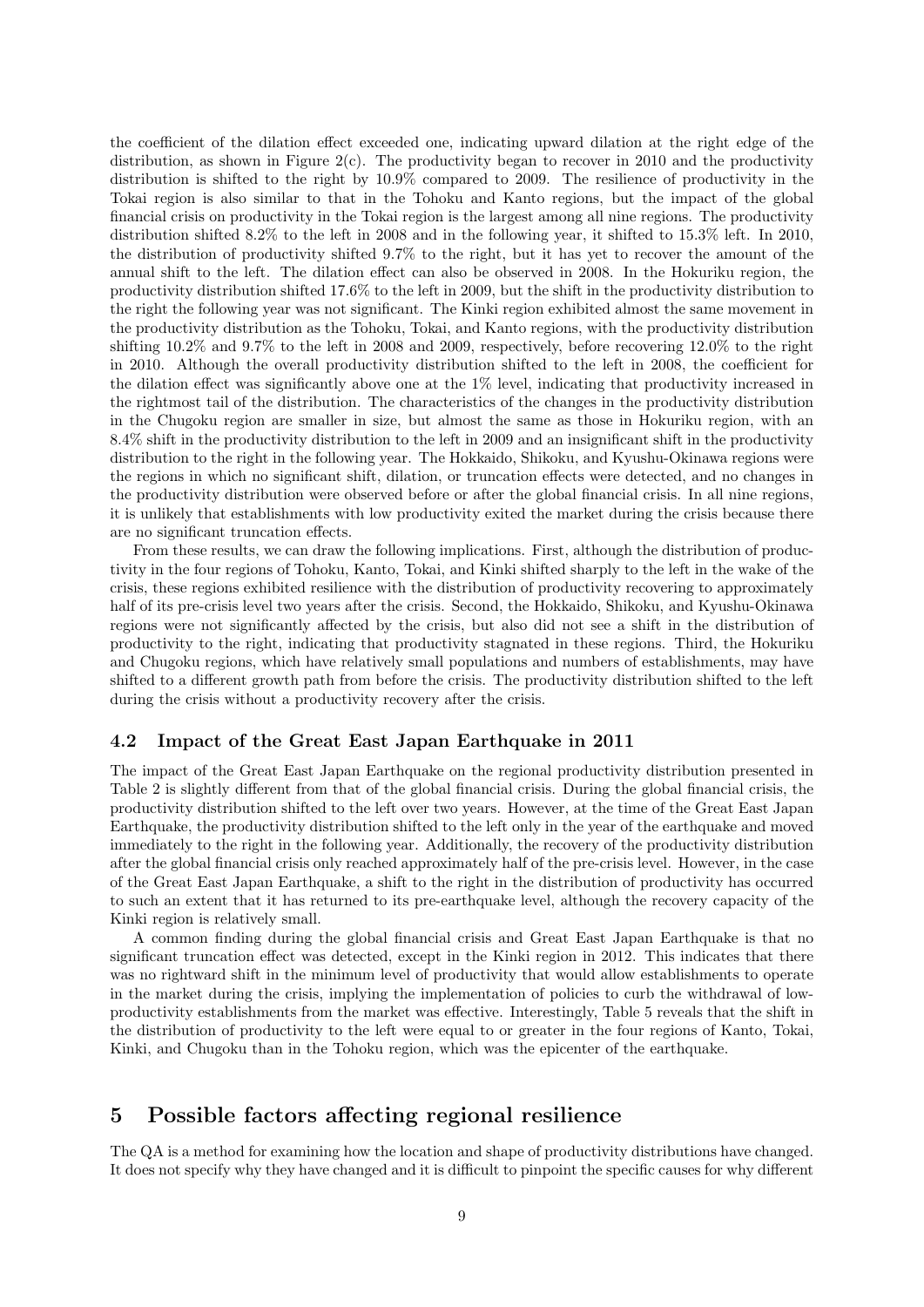the coefficient of the dilation effect exceeded one, indicating upward dilation at the right edge of the distribution, as shown in Figure 2(c). The productivity began to recover in 2010 and the productivity distribution is shifted to the right by 10.9% compared to 2009. The resilience of productivity in the Tokai region is also similar to that in the Tohoku and Kanto regions, but the impact of the global financial crisis on productivity in the Tokai region is the largest among all nine regions. The productivity distribution shifted 8.2% to the left in 2008 and in the following year, it shifted to 15.3% left. In 2010, the distribution of productivity shifted 9.7% to the right, but it has yet to recover the amount of the annual shift to the left. The dilation effect can also be observed in 2008. In the Hokuriku region, the productivity distribution shifted 17.6% to the left in 2009, but the shift in the productivity distribution to the right the following year was not significant. The Kinki region exhibited almost the same movement in the productivity distribution as the Tohoku, Tokai, and Kanto regions, with the productivity distribution shifting 10.2% and 9.7% to the left in 2008 and 2009, respectively, before recovering 12.0% to the right in 2010. Although the overall productivity distribution shifted to the left in 2008, the coefficient for the dilation effect was significantly above one at the 1% level, indicating that productivity increased in the rightmost tail of the distribution. The characteristics of the changes in the productivity distribution in the Chugoku region are smaller in size, but almost the same as those in Hokuriku region, with an 8.4% shift in the productivity distribution to the left in 2009 and an insignificant shift in the productivity distribution to the right in the following year. The Hokkaido, Shikoku, and Kyushu-Okinawa regions were the regions in which no significant shift, dilation, or truncation effects were detected, and no changes in the productivity distribution were observed before or after the global financial crisis. In all nine regions, it is unlikely that establishments with low productivity exited the market during the crisis because there are no significant truncation effects.

From these results, we can draw the following implications. First, although the distribution of productivity in the four regions of Tohoku, Kanto, Tokai, and Kinki shifted sharply to the left in the wake of the crisis, these regions exhibited resilience with the distribution of productivity recovering to approximately half of its pre-crisis level two years after the crisis. Second, the Hokkaido, Shikoku, and Kyushu-Okinawa regions were not significantly affected by the crisis, but also did not see a shift in the distribution of productivity to the right, indicating that productivity stagnated in these regions. Third, the Hokuriku and Chugoku regions, which have relatively small populations and numbers of establishments, may have shifted to a different growth path from before the crisis. The productivity distribution shifted to the left during the crisis without a productivity recovery after the crisis.

### 4.2 Impact of the Great East Japan Earthquake in 2011

The impact of the Great East Japan Earthquake on the regional productivity distribution presented in Table 2 is slightly different from that of the global financial crisis. During the global financial crisis, the productivity distribution shifted to the left over two years. However, at the time of the Great East Japan Earthquake, the productivity distribution shifted to the left only in the year of the earthquake and moved immediately to the right in the following year. Additionally, the recovery of the productivity distribution after the global financial crisis only reached approximately half of the pre-crisis level. However, in the case of the Great East Japan Earthquake, a shift to the right in the distribution of productivity has occurred to such an extent that it has returned to its pre-earthquake level, although the recovery capacity of the Kinki region is relatively small.

A common finding during the global financial crisis and Great East Japan Earthquake is that no significant truncation effect was detected, except in the Kinki region in 2012. This indicates that there was no rightward shift in the minimum level of productivity that would allow establishments to operate in the market during the crisis, implying the implementation of policies to curb the withdrawal of low-productivity establishments from the market was effective. Interestingly, Table 5 reveals that the shift in the distribution of productivity to the left were equal to or greater in the four regions of Kanto, Tokai, Kinki, and Chugoku than in the Tohoku region, which was the epicenter of the earthquake.

## 5 Possible factors affecting regional resilience

The QA is a method for examining how the location and shape of productivity distributions have changed. It does not specify why they have changed and it is difficult to pinpoint the specific causes for why different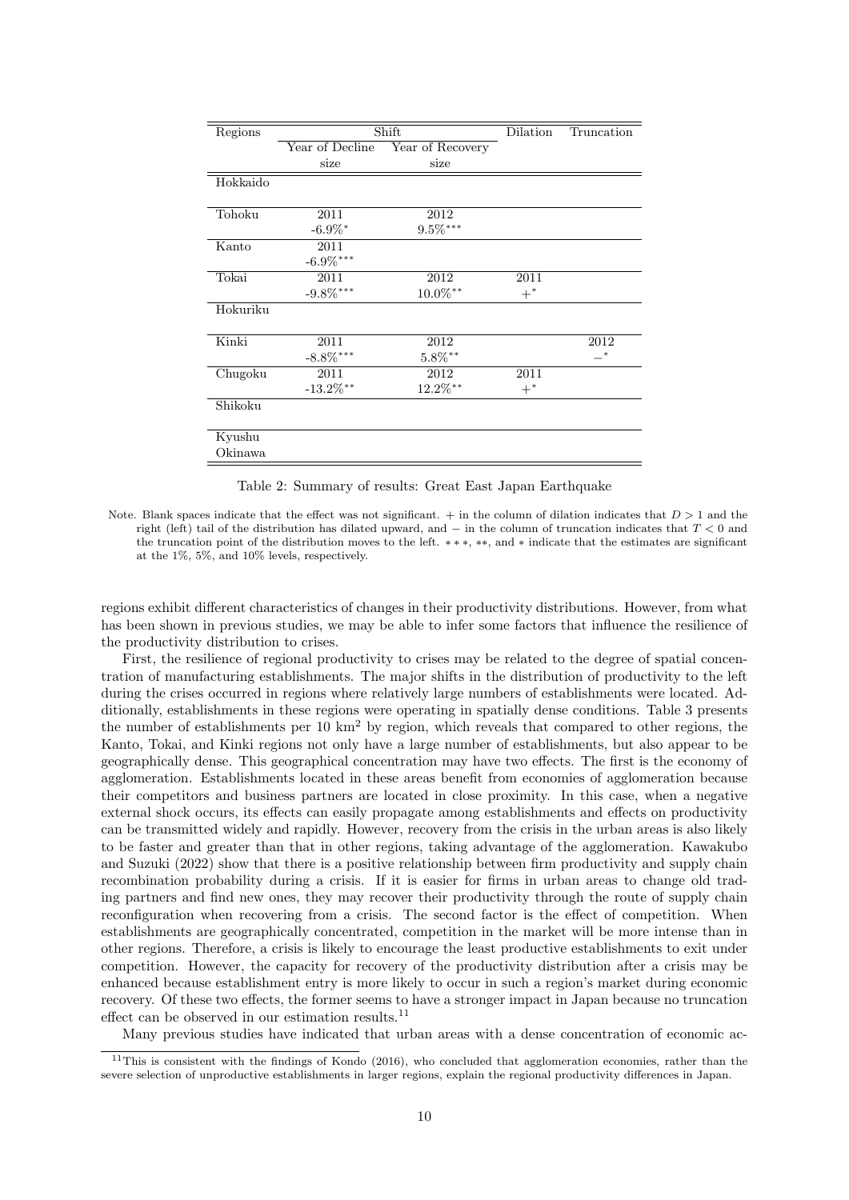| Regions | Shift | | Dilation | Truncation |
|---|---|---|---|---|
| | Year of Decline | Year of Recovery | | |
| | size | size | | |
| Hokkaido | | | | |
| Tohoku | 2011 | 2012 | | |
| | -6.9%$^{*}$ | 9.5%$^{***}$ | | |
| Kanto | 2011 | | | |
| | -6.9%$^{***}$ | | | |
| Tokai | 2011 | 2012 | 2011 | |
| | -9.8%$^{***}$ | 10.0%$^{**}$ | $+^{*}$ | |
| Hokuriku | | | | |
| Kinki | 2011 | 2012 | | 2012 |
| | -8.8%$^{***}$ | 5.8%$^{**}$ | | $-^{*}$ |
| Chugoku | 2011 | 2012 | 2011 | |
| | -13.2%$^{**}$ | 12.2%$^{**}$ | $+^{*}$ | |
| Shikoku | | | | |
| Kyushu Okinawa | | | | |

Table 2: Summary of results: Great East Japan Earthquake

Note. Blank spaces indicate that the effect was not significant. + in the column of dilation indicates that $D > 1$ and the right (left) tail of the distribution has dilated upward, and − in the column of truncation indicates that $T < 0$ and the truncation point of the distribution moves to the left. $***$, $**$, and $*$ indicate that the estimates are significant at the 1%, 5%, and 10% levels, respectively.

regions exhibit different characteristics of changes in their productivity distributions. However, from what has been shown in previous studies, we may be able to infer some factors that influence the resilience of the productivity distribution to crises.

First, the resilience of regional productivity to crises may be related to the degree of spatial concentration of manufacturing establishments. The major shifts in the distribution of productivity to the left during the crises occurred in regions where relatively large numbers of establishments were located. Additionally, establishments in these regions were operating in spatially dense conditions. Table 3 presents the number of establishments per 10 km$^2$ by region, which reveals that compared to other regions, the Kanto, Tokai, and Kinki regions not only have a large number of establishments, but also appear to be geographically dense. This geographical concentration may have two effects. The first is the economy of agglomeration. Establishments located in these areas benefit from economies of agglomeration because their competitors and business partners are located in close proximity. In this case, when a negative external shock occurs, its effects can easily propagate among establishments and effects on productivity can be transmitted widely and rapidly. However, recovery from the crisis in the urban areas is also likely to be faster and greater than that in other regions, taking advantage of the agglomeration. Kawakubo and Suzuki (2022) show that there is a positive relationship between firm productivity and supply chain recombination probability during a crisis. If it is easier for firms in urban areas to change old trading partners and find new ones, they may recover their productivity through the route of supply chain reconfiguration when recovering from a crisis. The second factor is the effect of competition. When establishments are geographically concentrated, competition in the market will be more intense than in other regions. Therefore, a crisis is likely to encourage the least productive establishments to exit under competition. However, the capacity for recovery of the productivity distribution after a crisis may be enhanced because establishment entry is more likely to occur in such a region's market during economic recovery. Of these two effects, the former seems to have a stronger impact in Japan because no truncation effect can be observed in our estimation results.[11]

Many previous studies have indicated that urban areas with a dense concentration of economic ac-

[11] This is consistent with the findings of Kondo (2016), who concluded that agglomeration economies, rather than the severe selection of unproductive establishments in larger regions, explain the regional productivity differences in Japan.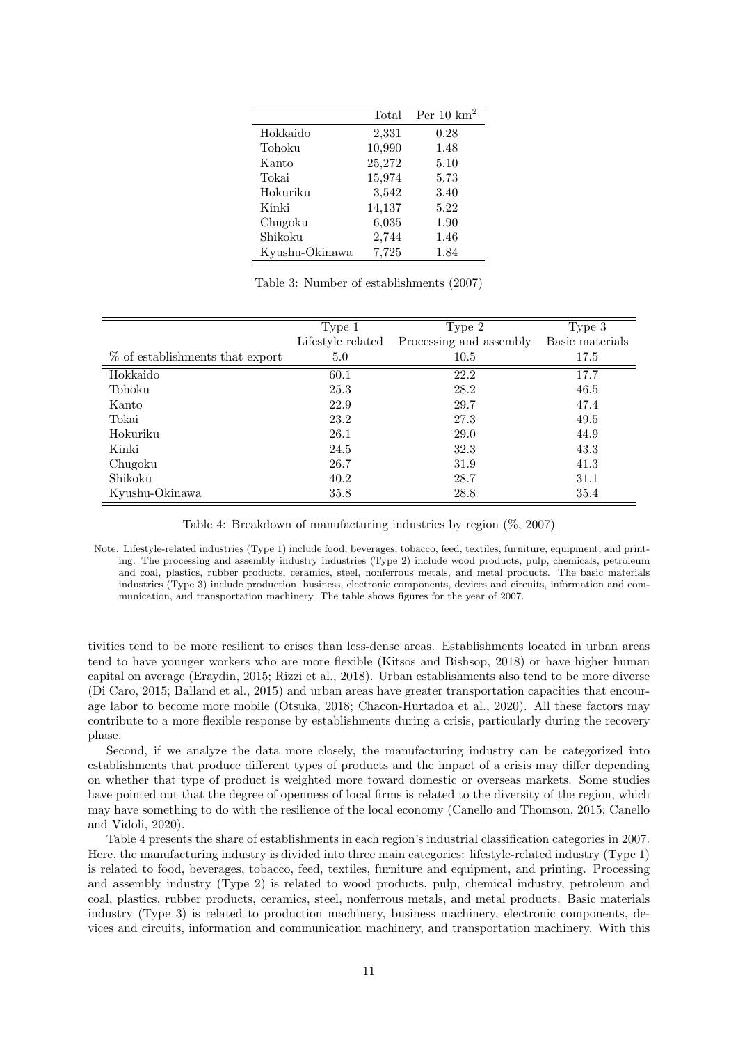| | Total | Per 10 km$^2$ |
|---|---|---|
| Hokkaido | 2,331 | 0.28 |
| Tohoku | 10,990 | 1.48 |
| Kanto | 25,272 | 5.10 |
| Tokai | 15,974 | 5.73 |
| Hokuriku | 3,542 | 3.40 |
| Kinki | 14,137 | 5.22 |
| Chugoku | 6,035 | 1.90 |
| Shikoku | 2,744 | 1.46 |
| Kyushu-Okinawa | 7,725 | 1.84 |

Table 3: Number of establishments (2007)

| | Type 1 | Type 2 | Type 3 |
|---|---|---|---|
| | Lifestyle related | Processing and assembly | Basic materials |
| % of establishments that export | 5.0 | 10.5 | 17.5 |
| Hokkaido | 60.1 | 22.2 | 17.7 |
| Tohoku | 25.3 | 28.2 | 46.5 |
| Kanto | 22.9 | 29.7 | 47.4 |
| Tokai | 23.2 | 27.3 | 49.5 |
| Hokuriku | 26.1 | 29.0 | 44.9 |
| Kinki | 24.5 | 32.3 | 43.3 |
| Chugoku | 26.7 | 31.9 | 41.3 |
| Shikoku | 40.2 | 28.7 | 31.1 |
| Kyushu-Okinawa | 35.8 | 28.8 | 35.4 |

Table 4: Breakdown of manufacturing industries by region (%, 2007)

Note. Lifestyle-related industries (Type 1) include food, beverages, tobacco, feed, textiles, furniture, equipment, and printing. The processing and assembly industry industries (Type 2) include wood products, pulp, chemicals, petroleum and coal, plastics, rubber products, ceramics, steel, nonferrous metals, and metal products. The basic materials industries (Type 3) include production, business, electronic components, devices and circuits, information and communication, and transportation machinery. The table shows figures for the year of 2007.

tivities tend to be more resilient to crises than less-dense areas. Establishments located in urban areas tend to have younger workers who are more flexible (Kitsos and Bishsop, 2018) or have higher human capital on average (Eraydin, 2015; Rizzi et al., 2018). Urban establishments also tend to be more diverse (Di Caro, 2015; Balland et al., 2015) and urban areas have greater transportation capacities that encourage labor to become more mobile (Otsuka, 2018; Chacon-Hurtadoa et al., 2020). All these factors may contribute to a more flexible response by establishments during a crisis, particularly during the recovery phase.

Second, if we analyze the data more closely, the manufacturing industry can be categorized into establishments that produce different types of products and the impact of a crisis may differ depending on whether that type of product is weighted more toward domestic or overseas markets. Some studies have pointed out that the degree of openness of local firms is related to the diversity of the region, which may have something to do with the resilience of the local economy (Canello and Thomson, 2015; Canello and Vidoli, 2020).

Table 4 presents the share of establishments in each region's industrial classification categories in 2007. Here, the manufacturing industry is divided into three main categories: lifestyle-related industry (Type 1) is related to food, beverages, tobacco, feed, textiles, furniture and equipment, and printing. Processing and assembly industry (Type 2) is related to wood products, pulp, chemical industry, petroleum and coal, plastics, rubber products, ceramics, steel, nonferrous metals, and metal products. Basic materials industry (Type 3) is related to production machinery, business machinery, electronic components, devices and circuits, information and communication machinery, and transportation machinery. With this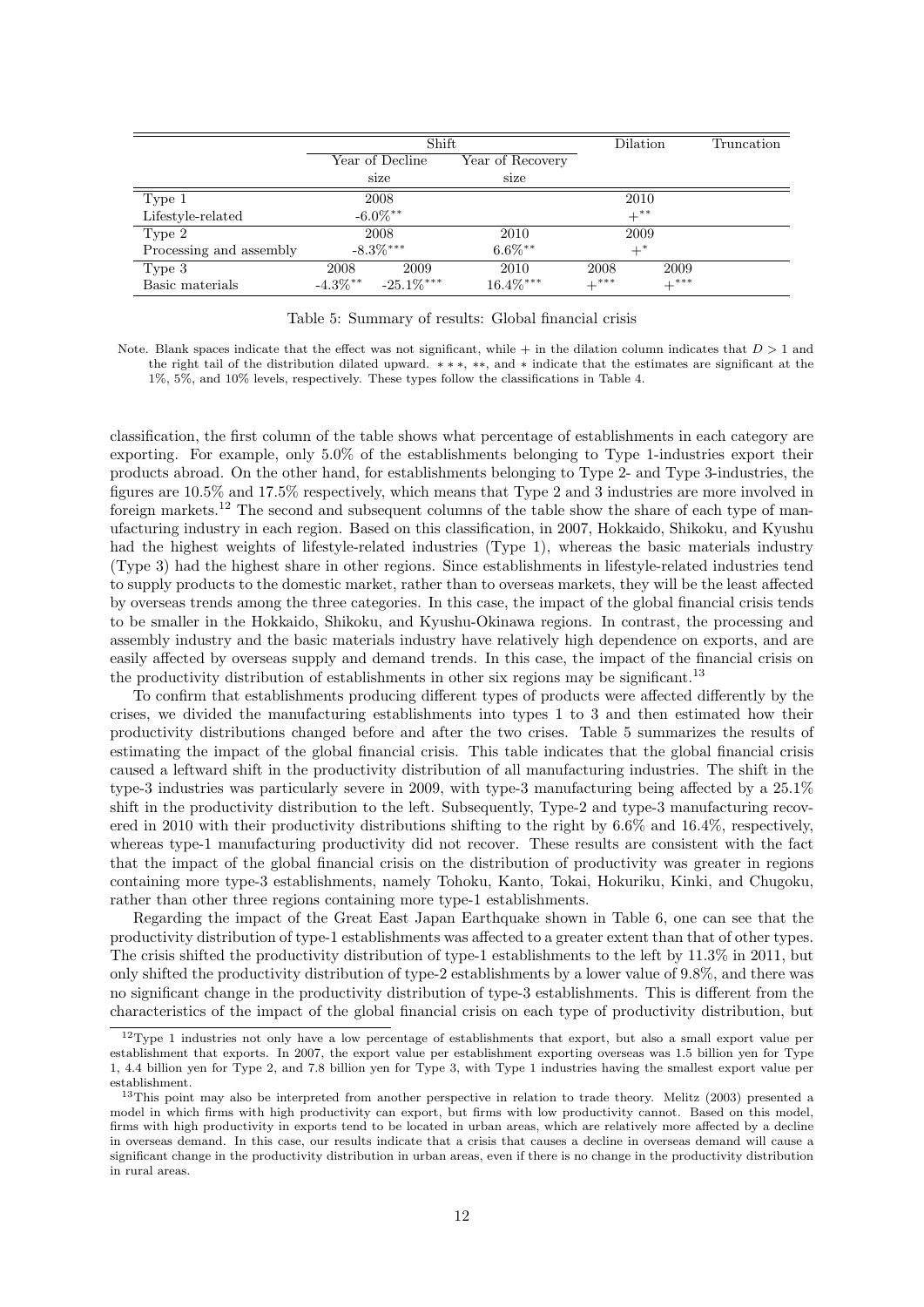| | Shift | | | Dilation | | Truncation |
|---|---|---|---|---|---|---|
| | Year of Decline | | Year of Recovery | | | |
| | size | | size | | | |
| Type 1 | 2008 | | | 2010 | | |
| Lifestyle-related | $-6.0\%^{**}$ | | | $+^{**}$ | | |
| Type 2 | 2008 | | 2010 | 2009 | | |
| Processing and assembly | $-8.3\%^{***}$ | | $6.6\%^{**}$ | $+^{*}$ | | |
| Type 3 | 2008 | 2009 | 2010 | 2008 | 2009 | |
| Basic materials | $-4.3\%^{**}$ | $-25.1\%^{***}$ | $16.4\%^{***}$ | $+^{***}$ | $+^{***}$ | |

Table 5: Summary of results: Global financial crisis

Note. Blank spaces indicate that the effect was not significant, while + in the dilation column indicates that $D > 1$ and the right tail of the distribution dilated upward. $***$, $**$, and $*$ indicate that the estimates are significant at the 1%, 5%, and 10% levels, respectively. These types follow the classifications in Table 4.

classification, the first column of the table shows what percentage of establishments in each category are exporting. For example, only 5.0% of the establishments belonging to Type 1-industries export their products abroad. On the other hand, for establishments belonging to Type 2- and Type 3-industries, the figures are 10.5% and 17.5% respectively, which means that Type 2 and 3 industries are more involved in foreign markets.[12] The second and subsequent columns of the table show the share of each type of manufacturing industry in each region. Based on this classification, in 2007, Hokkaido, Shikoku, and Kyushu had the highest weights of lifestyle-related industries (Type 1), whereas the basic materials industry (Type 3) had the highest share in other regions. Since establishments in lifestyle-related industries tend to supply products to the domestic market, rather than to overseas markets, they will be the least affected by overseas trends among the three categories. In this case, the impact of the global financial crisis tends to be smaller in the Hokkaido, Shikoku, and Kyushu-Okinawa regions. In contrast, the processing and assembly industry and the basic materials industry have relatively high dependence on exports, and are easily affected by overseas supply and demand trends. In this case, the impact of the financial crisis on the productivity distribution of establishments in other six regions may be significant.[13]

To confirm that establishments producing different types of products were affected differently by the crises, we divided the manufacturing establishments into types 1 to 3 and then estimated how their productivity distributions changed before and after the two crises. Table 5 summarizes the results of estimating the impact of the global financial crisis. This table indicates that the global financial crisis caused a leftward shift in the productivity distribution of all manufacturing industries. The shift in the type-3 industries was particularly severe in 2009, with type-3 manufacturing being affected by a 25.1% shift in the productivity distribution to the left. Subsequently, Type-2 and type-3 manufacturing recovered in 2010 with their productivity distributions shifting to the right by 6.6% and 16.4%, respectively, whereas type-1 manufacturing productivity did not recover. These results are consistent with the fact that the impact of the global financial crisis on the distribution of productivity was greater in regions containing more type-3 establishments, namely Tohoku, Kanto, Tokai, Hokuriku, Kinki, and Chugoku, rather than other three regions containing more type-1 establishments.

Regarding the impact of the Great East Japan Earthquake shown in Table 6, one can see that the productivity distribution of type-1 establishments was affected to a greater extent than that of other types. The crisis shifted the productivity distribution of type-1 establishments to the left by 11.3% in 2011, but only shifted the productivity distribution of type-2 establishments by a lower value of 9.8%, and there was no significant change in the productivity distribution of type-3 establishments. This is different from the characteristics of the impact of the global financial crisis on each type of productivity distribution, but

[12] Type 1 industries not only have a low percentage of establishments that export, but also a small export value per establishment that exports. In 2007, the export value per establishment exporting overseas was 1.5 billion yen for Type 1, 4.4 billion yen for Type 2, and 7.8 billion yen for Type 3, with Type 1 industries having the smallest export value per establishment.

[13] This point may also be interpreted from another perspective in relation to trade theory. Melitz (2003) presented a model in which firms with high productivity can export, but firms with low productivity cannot. Based on this model, firms with high productivity in exports tend to be located in urban areas, which are relatively more affected by a decline in overseas demand. In this case, our results indicate that a crisis that causes a decline in overseas demand will cause a significant change in the productivity distribution in urban areas, even if there is no change in the productivity distribution in rural areas.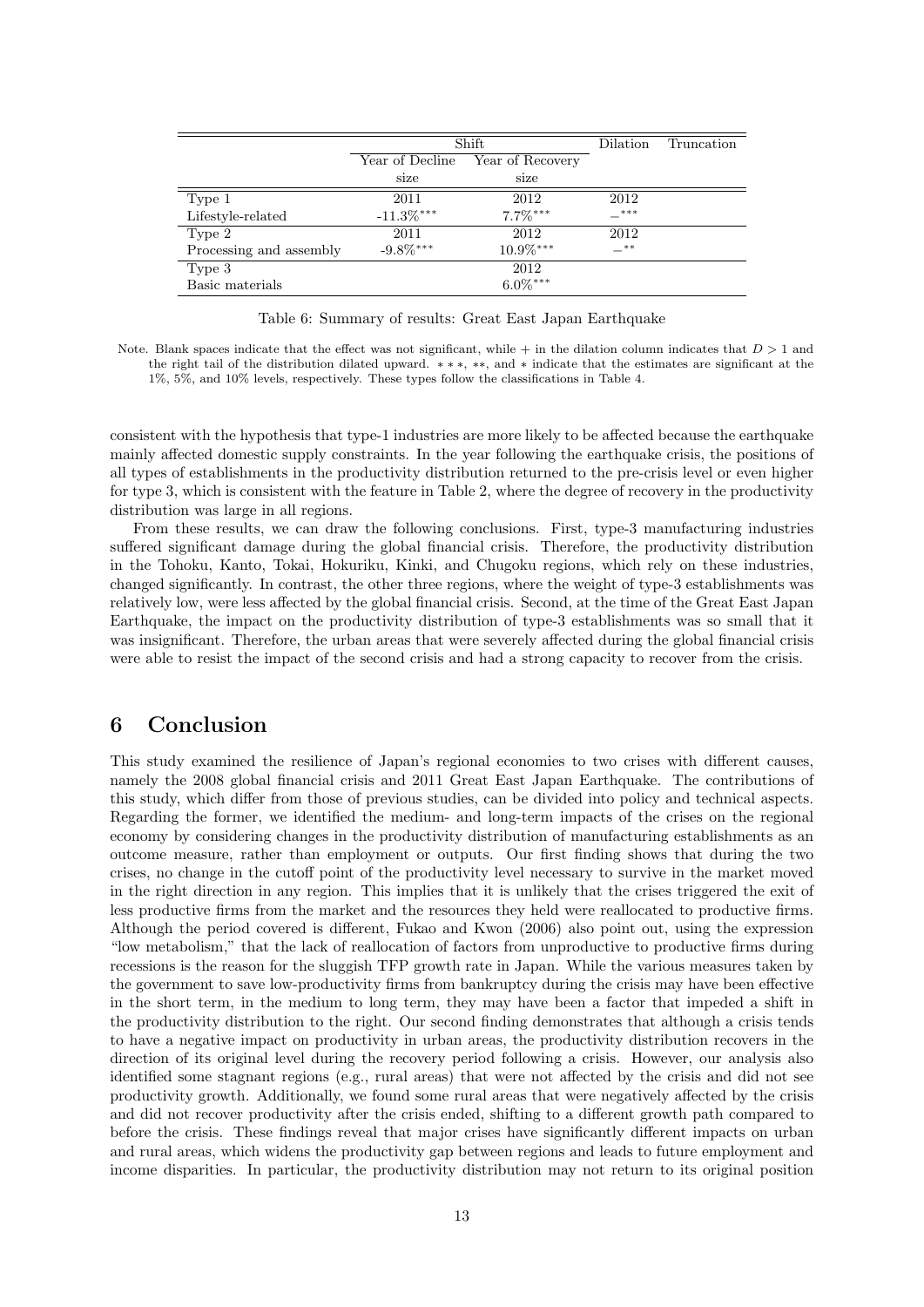| | Shift | | Dilation | Truncation |
|---|---|---|---|---|
| | Year of Decline size | Year of Recovery size | | |
| Type 1 | 2011 | 2012 | 2012 | |
| Lifestyle-related | -11.3%$^{***}$ | 7.7%$^{***}$ | $-^{***}$ | |
| Type 2 | 2011 | 2012 | 2012 | |
| Processing and assembly | -9.8%$^{***}$ | 10.9%$^{***}$ | $-^{**}$ | |
| Type 3 | | 2012 | | |
| Basic materials | | 6.0%$^{***}$ | | |

Table 6: Summary of results: Great East Japan Earthquake

Note. Blank spaces indicate that the effect was not significant, while + in the dilation column indicates that $D > 1$ and the right tail of the distribution dilated upward. $***$, $**$, and $*$ indicate that the estimates are significant at the 1%, 5%, and 10% levels, respectively. These types follow the classifications in Table 4.

consistent with the hypothesis that type-1 industries are more likely to be affected because the earthquake mainly affected domestic supply constraints. In the year following the earthquake crisis, the positions of all types of establishments in the productivity distribution returned to the pre-crisis level or even higher for type 3, which is consistent with the feature in Table 2, where the degree of recovery in the productivity distribution was large in all regions.

From these results, we can draw the following conclusions. First, type-3 manufacturing industries suffered significant damage during the global financial crisis. Therefore, the productivity distribution in the Tohoku, Kanto, Tokai, Hokuriku, Kinki, and Chugoku regions, which rely on these industries, changed significantly. In contrast, the other three regions, where the weight of type-3 establishments was relatively low, were less affected by the global financial crisis. Second, at the time of the Great East Japan Earthquake, the impact on the productivity distribution of type-3 establishments was so small that it was insignificant. Therefore, the urban areas that were severely affected during the global financial crisis were able to resist the impact of the second crisis and had a strong capacity to recover from the crisis.

# 6 Conclusion

This study examined the resilience of Japan's regional economies to two crises with different causes, namely the 2008 global financial crisis and 2011 Great East Japan Earthquake. The contributions of this study, which differ from those of previous studies, can be divided into policy and technical aspects. Regarding the former, we identified the medium- and long-term impacts of the crises on the regional economy by considering changes in the productivity distribution of manufacturing establishments as an outcome measure, rather than employment or outputs. Our first finding shows that during the two crises, no change in the cutoff point of the productivity level necessary to survive in the market moved in the right direction in any region. This implies that it is unlikely that the crises triggered the exit of less productive firms from the market and the resources they held were reallocated to productive firms. Although the period covered is different, Fukao and Kwon (2006) also point out, using the expression "low metabolism," that the lack of reallocation of factors from unproductive to productive firms during recessions is the reason for the sluggish TFP growth rate in Japan. While the various measures taken by the government to save low-productivity firms from bankruptcy during the crisis may have been effective in the short term, in the medium to long term, they may have been a factor that impeded a shift in the productivity distribution to the right. Our second finding demonstrates that although a crisis tends to have a negative impact on productivity in urban areas, the productivity distribution recovers in the direction of its original level during the recovery period following a crisis. However, our analysis also identified some stagnant regions (e.g., rural areas) that were not affected by the crisis and did not see productivity growth. Additionally, we found some rural areas that were negatively affected by the crisis and did not recover productivity after the crisis ended, shifting to a different growth path compared to before the crisis. These findings reveal that major crises have significantly different impacts on urban and rural areas, which widens the productivity gap between regions and leads to future employment and income disparities. In particular, the productivity distribution may not return to its original position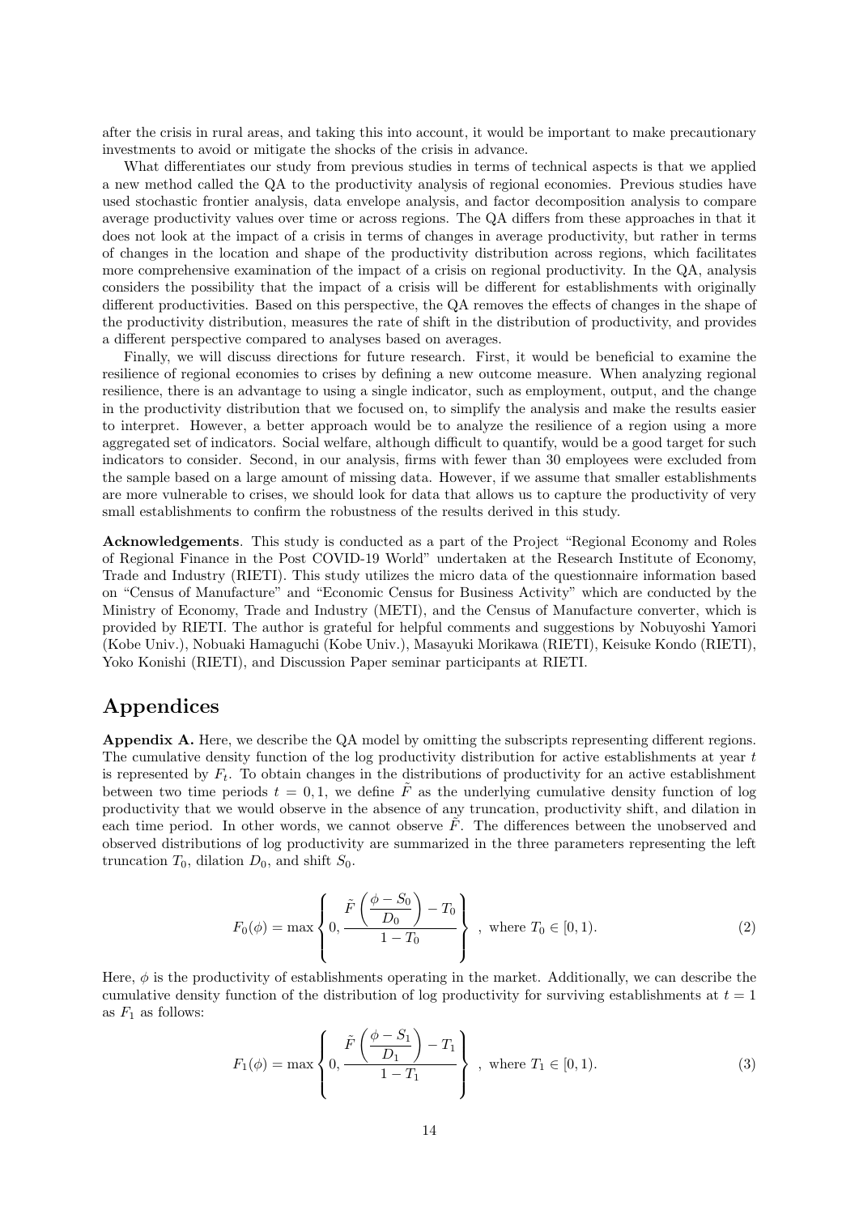after the crisis in rural areas, and taking this into account, it would be important to make precautionary investments to avoid or mitigate the shocks of the crisis in advance.

What differentiates our study from previous studies in terms of technical aspects is that we applied a new method called the QA to the productivity analysis of regional economies. Previous studies have used stochastic frontier analysis, data envelope analysis, and factor decomposition analysis to compare average productivity values over time or across regions. The QA differs from these approaches in that it does not look at the impact of a crisis in terms of changes in average productivity, but rather in terms of changes in the location and shape of the productivity distribution across regions, which facilitates more comprehensive examination of the impact of a crisis on regional productivity. In the QA, analysis considers the possibility that the impact of a crisis will be different for establishments with originally different productivities. Based on this perspective, the QA removes the effects of changes in the shape of the productivity distribution, measures the rate of shift in the distribution of productivity, and provides a different perspective compared to analyses based on averages.

Finally, we will discuss directions for future research. First, it would be beneficial to examine the resilience of regional economies to crises by defining a new outcome measure. When analyzing regional resilience, there is an advantage to using a single indicator, such as employment, output, and the change in the productivity distribution that we focused on, to simplify the analysis and make the results easier to interpret. However, a better approach would be to analyze the resilience of a region using a more aggregated set of indicators. Social welfare, although difficult to quantify, would be a good target for such indicators to consider. Second, in our analysis, firms with fewer than 30 employees were excluded from the sample based on a large amount of missing data. However, if we assume that smaller establishments are more vulnerable to crises, we should look for data that allows us to capture the productivity of very small establishments to confirm the robustness of the results derived in this study.

**Acknowledgements**. This study is conducted as a part of the Project "Regional Economy and Roles of Regional Finance in the Post COVID-19 World" undertaken at the Research Institute of Economy, Trade and Industry (RIETI). This study utilizes the micro data of the questionnaire information based on "Census of Manufacture" and "Economic Census for Business Activity" which are conducted by the Ministry of Economy, Trade and Industry (METI), and the Census of Manufacture converter, which is provided by RIETI. The author is grateful for helpful comments and suggestions by Nobuyoshi Yamori (Kobe Univ.), Nobuaki Hamaguchi (Kobe Univ.), Masayuki Morikawa (RIETI), Keisuke Kondo (RIETI), Yoko Konishi (RIETI), and Discussion Paper seminar participants at RIETI.

# Appendices

**Appendix A.** Here, we describe the QA model by omitting the subscripts representing different regions. The cumulative density function of the log productivity distribution for active establishments at year $t$ is represented by $F_t$. To obtain changes in the distributions of productivity for an active establishment between two time periods $t = 0, 1$, we define $\tilde{F}$ as the underlying cumulative density function of log productivity that we would observe in the absence of any truncation, productivity shift, and dilation in each time period. In other words, we cannot observe $\tilde{F}$. The differences between the unobserved and observed distributions of log productivity are summarized in the three parameters representing the left truncation $T_0$, dilation $D_0$, and shift $S_0$.

$$F_0(\phi) = \max\left\{0, \frac{\tilde{F}\left(\dfrac{\phi - S_0}{D_0}\right) - T_0}{1 - T_0}\right\}, \text{ where } T_0 \in [0, 1). \tag{2}$$

Here, $\phi$ is the productivity of establishments operating in the market. Additionally, we can describe the cumulative density function of the distribution of log productivity for surviving establishments at $t = 1$ as $F_1$ as follows:

$$F_1(\phi) = \max\left\{0, \frac{\tilde{F}\left(\dfrac{\phi - S_1}{D_1}\right) - T_1}{1 - T_1}\right\}, \text{ where } T_1 \in [0, 1). \tag{3}$$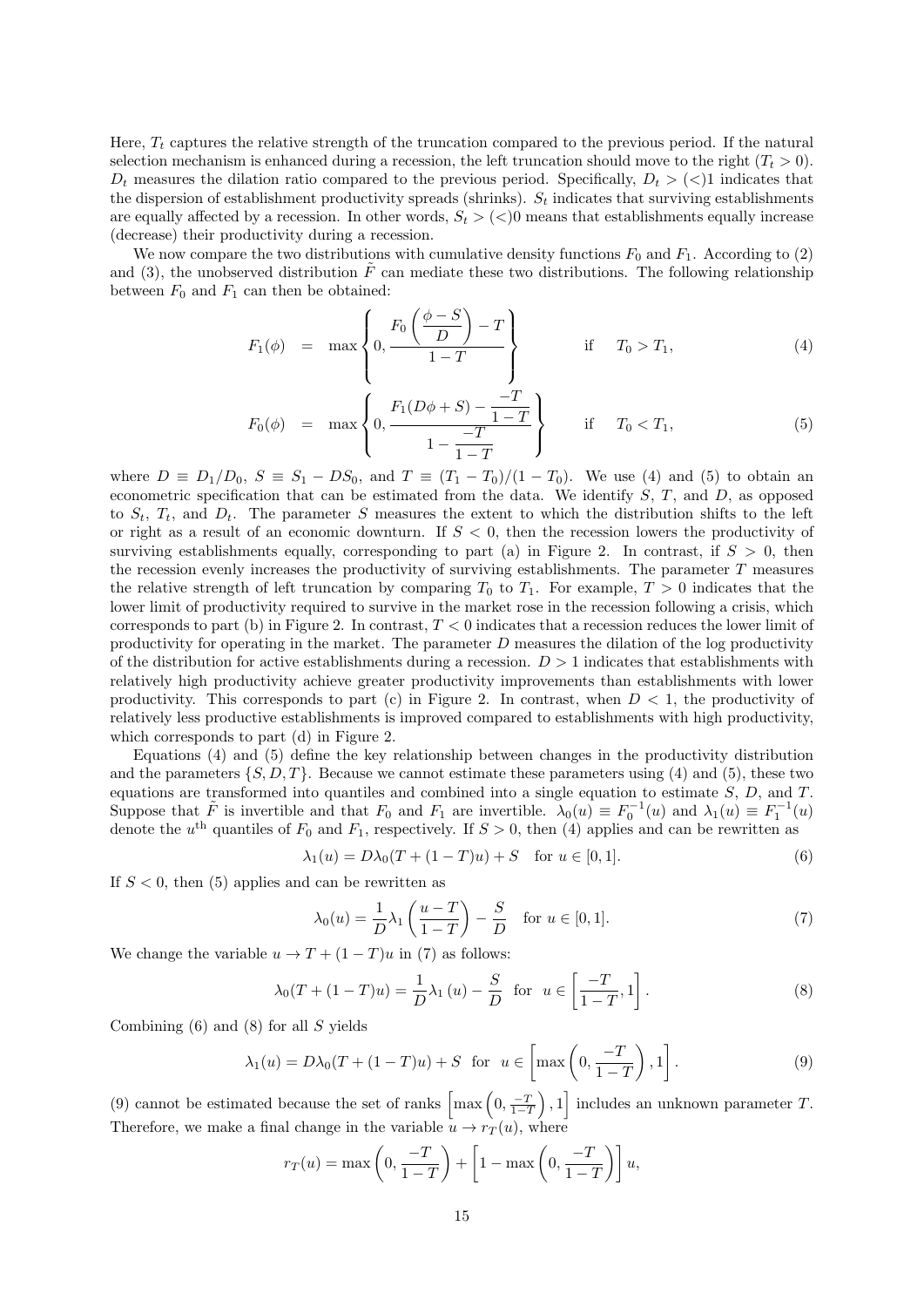Here, $T_t$ captures the relative strength of the truncation compared to the previous period. If the natural selection mechanism is enhanced during a recession, the left truncation should move to the right ($T_t > 0$). $D_t$ measures the dilation ratio compared to the previous period. Specifically, $D_t > (<) 1$ indicates that the dispersion of establishment productivity spreads (shrinks). $S_t$ indicates that surviving establishments are equally affected by a recession. In other words, $S_t > (<) 0$ means that establishments equally increase (decrease) their productivity during a recession.

We now compare the two distributions with cumulative density functions $F_0$ and $F_1$. According to (2) and (3), the unobserved distribution $\tilde{F}$ can mediate these two distributions. The following relationship between $F_0$ and $F_1$ can then be obtained:

$$F_1(\phi) = \max\left\{0, \frac{F_0\left(\dfrac{\phi - S}{D}\right) - T}{1 - T}\right\} \qquad \text{if} \quad T_0 > T_1, \tag{4}$$

$$F_0(\phi) = \max\left\{0, \frac{F_1(D\phi + S) - \dfrac{-T}{1-T}}{1 - \dfrac{-T}{1-T}}\right\} \qquad \text{if} \quad T_0 < T_1, \tag{5}$$

where $D \equiv D_1/D_0$, $S \equiv S_1 - DS_0$, and $T \equiv (T_1 - T_0)/(1 - T_0)$. We use (4) and (5) to obtain an econometric specification that can be estimated from the data. We identify $S$, $T$, and $D$, as opposed to $S_t$, $T_t$, and $D_t$. The parameter $S$ measures the extent to which the distribution shifts to the left or right as a result of an economic downturn. If $S < 0$, then the recession lowers the productivity of surviving establishments equally, corresponding to part (a) in Figure 2. In contrast, if $S > 0$, then the recession evenly increases the productivity of surviving establishments. The parameter $T$ measures the relative strength of left truncation by comparing $T_0$ to $T_1$. For example, $T > 0$ indicates that the lower limit of productivity required to survive in the market rose in the recession following a crisis, which corresponds to part (b) in Figure 2. In contrast, $T < 0$ indicates that a recession reduces the lower limit of productivity for operating in the market. The parameter $D$ measures the dilation of the log productivity of the distribution for active establishments during a recession. $D > 1$ indicates that establishments with relatively high productivity achieve greater productivity improvements than establishments with lower productivity. This corresponds to part (c) in Figure 2. In contrast, when $D < 1$, the productivity of relatively less productive establishments is improved compared to establishments with high productivity, which corresponds to part (d) in Figure 2.

Equations (4) and (5) define the key relationship between changes in the productivity distribution and the parameters $\{S, D, T\}$. Because we cannot estimate these parameters using (4) and (5), these two equations are transformed into quantiles and combined into a single equation to estimate $S$, $D$, and $T$. Suppose that $\tilde{F}$ is invertible and that $F_0$ and $F_1$ are invertible. $\lambda_0(u) \equiv F_0^{-1}(u)$ and $\lambda_1(u) \equiv F_1^{-1}(u)$ denote the $u^{\text{th}}$ quantiles of $F_0$ and $F_1$, respectively. If $S > 0$, then (4) applies and can be rewritten as

$$\lambda_1(u) = D\lambda_0(T + (1 - T)u) + S \quad \text{for } u \in [0, 1]. \tag{6}$$

If $S < 0$, then (5) applies and can be rewritten as

$$\lambda_0(u) = \frac{1}{D}\lambda_1\left(\frac{u - T}{1 - T}\right) - \frac{S}{D} \quad \text{for } u \in [0, 1]. \tag{7}$$

We change the variable $u \to T + (1 - T)u$ in (7) as follows:

$$\lambda_0(T + (1 - T)u) = \frac{1}{D}\lambda_1(u) - \frac{S}{D} \;\; \text{for} \;\; u \in \left[\frac{-T}{1 - T}, 1\right]. \tag{8}$$

Combining (6) and (8) for all $S$ yields

$$\lambda_1(u) = D\lambda_0(T + (1 - T)u) + S \;\; \text{for} \;\; u \in \left[\max\left(0, \frac{-T}{1 - T}\right), 1\right]. \tag{9}$$

(9) cannot be estimated because the set of ranks $\left[\max\left(0, \frac{-T}{1-T}\right), 1\right]$ includes an unknown parameter $T$. Therefore, we make a final change in the variable $u \to r_T(u)$, where

$$r_T(u) = \max\left(0, \frac{-T}{1 - T}\right) + \left[1 - \max\left(0, \frac{-T}{1 - T}\right)\right]u,$$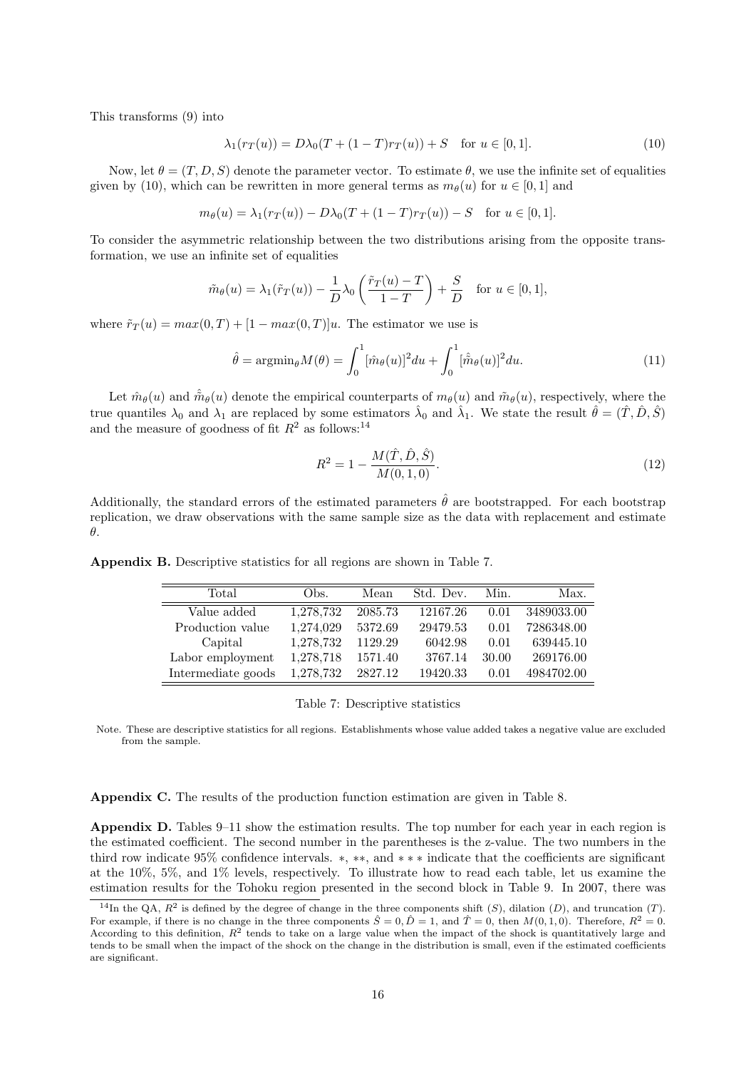This transforms (9) into

$$\lambda_1(r_T(u)) = D\lambda_0(T + (1-T)r_T(u)) + S \quad \text{for } u \in [0,1]. \tag{10}$$

Now, let $\theta = (T, D, S)$ denote the parameter vector. To estimate $\theta$, we use the infinite set of equalities given by (10), which can be rewritten in more general terms as $m_\theta(u)$ for $u \in [0,1]$ and

$$m_\theta(u) = \lambda_1(r_T(u)) - D\lambda_0(T + (1-T)r_T(u)) - S \quad \text{for } u \in [0,1].$$

To consider the asymmetric relationship between the two distributions arising from the opposite transformation, we use an infinite set of equalities

$$\tilde{m}_\theta(u) = \lambda_1(\tilde{r}_T(u)) - \frac{1}{D}\lambda_0\left(\frac{\tilde{r}_T(u) - T}{1-T}\right) + \frac{S}{D} \quad \text{for } u \in [0,1],$$

where $\tilde{r}_T(u) = max(0,T) + [1 - max(0,T)]u$. The estimator we use is

$$\hat{\theta} = \text{argmin}_\theta M(\theta) = \int_0^1 [\hat{m}_\theta(u)]^2 du + \int_0^1 [\hat{\tilde{m}}_\theta(u)]^2 du. \tag{11}$$

Let $\hat{m}_\theta(u)$ and $\hat{\tilde{m}}_\theta(u)$ denote the empirical counterparts of $m_\theta(u)$ and $\tilde{m}_\theta(u)$, respectively, where the true quantiles $\lambda_0$ and $\lambda_1$ are replaced by some estimators $\hat{\lambda}_0$ and $\hat{\lambda}_1$. We state the result $\hat{\theta} = (\hat{T}, \hat{D}, \hat{S})$ and the measure of goodness of fit $R^2$ as follows:[14]

$$R^2 = 1 - \frac{M(\hat{T}, \hat{D}, \hat{S})}{M(0,1,0)}. \tag{12}$$

Additionally, the standard errors of the estimated parameters $\hat{\theta}$ are bootstrapped. For each bootstrap replication, we draw observations with the same sample size as the data with replacement and estimate $\theta$.

**Appendix B.** Descriptive statistics for all regions are shown in Table 7.

| Total | Obs. | Mean | Std. Dev. | Min. | Max. |
|---|---|---|---|---|---|
| Value added | 1,278,732 | 2085.73 | 12167.26 | 0.01 | 3489033.00 |
| Production value | 1,274,029 | 5372.69 | 29479.53 | 0.01 | 7286348.00 |
| Capital | 1,278,732 | 1129.29 | 6042.98 | 0.01 | 639445.10 |
| Labor employment | 1,278,718 | 1571.40 | 3767.14 | 30.00 | 269176.00 |
| Intermediate goods | 1,278,732 | 2827.12 | 19420.33 | 0.01 | 4984702.00 |

Table 7: Descriptive statistics

Note. These are descriptive statistics for all regions. Establishments whose value added takes a negative value are excluded from the sample.

**Appendix C.** The results of the production function estimation are given in Table 8.

**Appendix D.** Tables 9–11 show the estimation results. The top number for each year in each region is the estimated coefficient. The second number in the parentheses is the z-value. The two numbers in the third row indicate 95% confidence intervals. $*$, $**$, and $***$ indicate that the coefficients are significant at the 10%, 5%, and 1% levels, respectively. To illustrate how to read each table, let us examine the estimation results for the Tohoku region presented in the second block in Table 9. In 2007, there was

[14] In the QA, $R^2$ is defined by the degree of change in the three components shift ($S$), dilation ($D$), and truncation ($T$). For example, if there is no change in the three components $\hat{S} = 0$, $\hat{D} = 1$, and $\hat{T} = 0$, then $M(0,1,0)$. Therefore, $R^2 = 0$. According to this definition, $R^2$ tends to take on a large value when the impact of the shock is quantitatively large and tends to be small when the impact of the shock on the change in the distribution is small, even if the estimated coefficients are significant.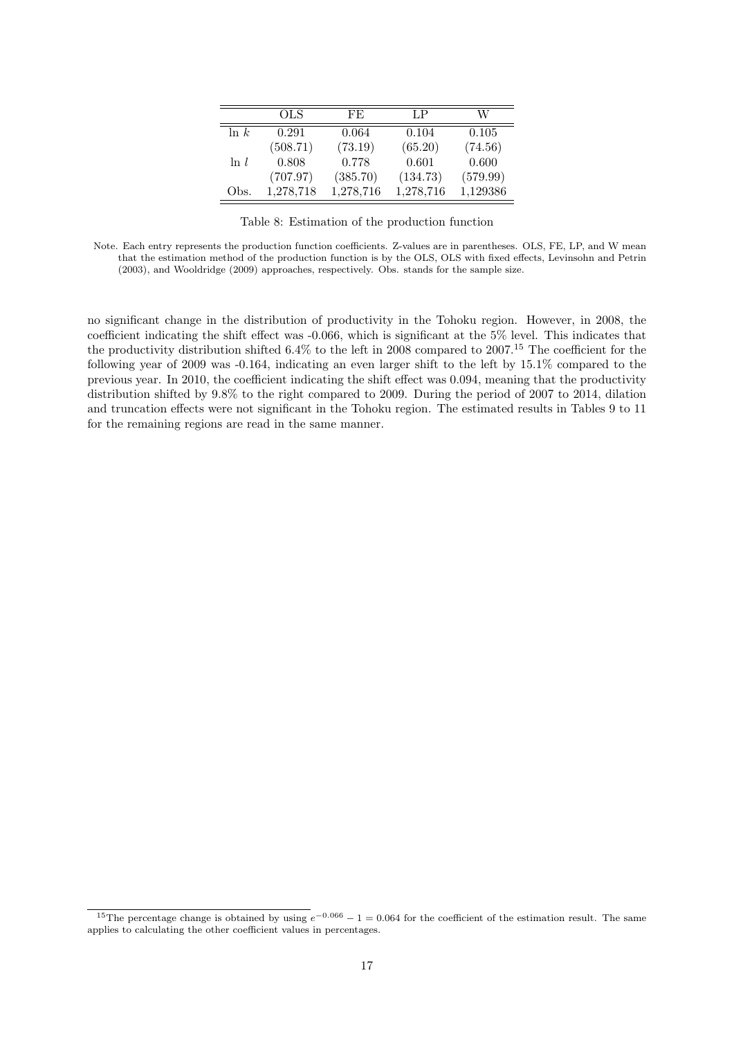|  | OLS | FE | LP | W |
|---|---|---|---|---|
| $\ln k$ | 0.291 | 0.064 | 0.104 | 0.105 |
|  | (508.71) | (73.19) | (65.20) | (74.56) |
| $\ln l$ | 0.808 | 0.778 | 0.601 | 0.600 |
|  | (707.97) | (385.70) | (134.73) | (579.99) |
| Obs. | 1,278,718 | 1,278,716 | 1,278,716 | 1,129386 |

Table 8: Estimation of the production function

Note. Each entry represents the production function coefficients. Z-values are in parentheses. OLS, FE, LP, and W mean that the estimation method of the production function is by the OLS, OLS with fixed effects, Levinsohn and Petrin (2003), and Wooldridge (2009) approaches, respectively. Obs. stands for the sample size.

no significant change in the distribution of productivity in the Tohoku region. However, in 2008, the coefficient indicating the shift effect was -0.066, which is significant at the 5% level. This indicates that the productivity distribution shifted 6.4% to the left in 2008 compared to 2007.[15] The coefficient for the following year of 2009 was -0.164, indicating an even larger shift to the left by 15.1% compared to the previous year. In 2010, the coefficient indicating the shift effect was 0.094, meaning that the productivity distribution shifted by 9.8% to the right compared to 2009. During the period of 2007 to 2014, dilation and truncation effects were not significant in the Tohoku region. The estimated results in Tables 9 to 11 for the remaining regions are read in the same manner.

[15] The percentage change is obtained by using $e^{-0.066} - 1 = 0.064$ for the coefficient of the estimation result. The same applies to calculating the other coefficient values in percentages.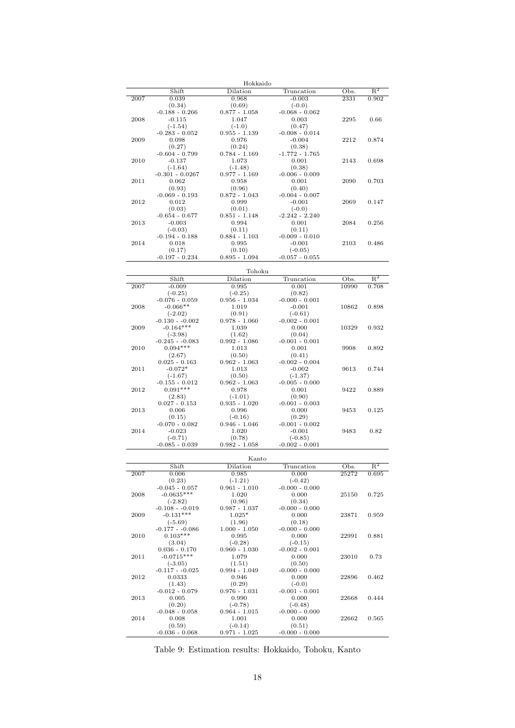Hokkaido

| | Shift | Dilation | Truncation | Obs. | $R^2$ |
|---|---|---|---|---|---|
| 2007 | 0.039 | 0.968 | -0.003 | 2331 | 0.902 |
| | (0.34) | (0.69) | (-0.0) | | |
| | -0.188 - 0.266 | 0.877 - 1.058 | -0.068 - 0.062 | | |
| 2008 | -0.115 | 1.047 | 0.003 | 2295 | 0.66 |
| | (-1.54) | (-1.0) | (0.47) | | |
| | -0.283 - 0.052 | 0.955 - 1.139 | -0.008 - 0.014 | | |
| 2009 | 0.098 | 0.976 | -0.004 | 2212 | 0.874 |
| | (0.27) | (0.24) | (0.38) | | |
| | -0.604 - 0.799 | 0.784 - 1.169 | -1.772 - 1.765 | | |
| 2010 | -0.137 | 1.073 | 0.001 | 2143 | 0.698 |
| | (-1.64) | (-1.48) | (0.38) | | |
| | -0.301 - 0.0267 | 0.977 - 1.169 | -0.006 - 0.009 | | |
| 2011 | 0.062 | 0.958 | 0.001 | 2090 | 0.703 |
| | (0.93) | (0.96) | (0.40) | | |
| | -0.069 - 0.193 | 0.872 - 1.043 | -0.004 - 0.007 | | |
| 2012 | 0.012 | 0.999 | -0.001 | 2069 | 0.147 |
| | (0.03) | (0.01) | (-0.0) | | |
| | -0.654 - 0.677 | 0.851 - 1.148 | -2.242 - 2.240 | | |
| 2013 | -0.003 | 0.994 | 0.001 | 2084 | 0.256 |
| | (-0.03) | (0.11) | (0.11) | | |
| | -0.194 - 0.188 | 0.884 - 1.103 | -0.009 - 0.010 | | |
| 2014 | 0.018 | 0.995 | -0.001 | 2103 | 0.486 |
| | (0.17) | (0.10) | (-0.05) | | |
| | -0.197 - 0.234 | 0.895 - 1.094 | -0.057 - 0.055 | | |

Tohoku

| | Shift | Dilation | Truncation | Obs. | $R^2$ |
|---|---|---|---|---|---|
| 2007 | -0.009 | 0.995 | 0.001 | 10990 | 0.708 |
| | (-0.25) | (-0.25) | (0.82) | | |
| | -0.076 - 0.059 | 0.956 - 1.034 | -0.000 - 0.001 | | |
| 2008 | -0.066** | 1.019 | -0.001 | 10862 | 0.898 |
| | (-2.02) | (0.91) | (-0.61) | | |
| | -0.130 - -0.002 | 0.978 - 1.060 | -0.002 - 0.001 | | |
| 2009 | -0.164*** | 1.039 | 0.000 | 10329 | 0.932 |
| | (-3.98) | (1.62) | (0.04) | | |
| | -0.245 - -0.083 | 0.992 - 1.086 | -0.001 - 0.001 | | |
| 2010 | 0.094*** | 1.013 | 0.001 | 9908 | 0.892 |
| | (2.67) | (0.50) | (0.41) | | |
| | 0.025 - 0.163 | 0.962 - 1.063 | -0.002 - 0.004 | | |
| 2011 | -0.072* | 1.013 | -0.002 | 9613 | 0.744 |
| | (-1.67) | (0.50) | (-1.37) | | |
| | -0.155 - 0.012 | 0.962 - 1.063 | -0.005 - 0.000 | | |
| 2012 | 0.091*** | 0.978 | 0.001 | 9422 | 0.889 |
| | (2.83) | (-1.01) | (0.90) | | |
| | 0.027 - 0.153 | 0.935 - 1.020 | -0.001 - 0.003 | | |
| 2013 | 0.006 | 0.996 | 0.000 | 9453 | 0.125 |
| | (0.15) | (-0.16) | (0.29) | | |
| | -0.070 - 0.082 | 0.946 - 1.046 | -0.001 - 0.002 | | |
| 2014 | -0.023 | 1.020 | -0.001 | 9483 | 0.82 |
| | (-0.71) | (0.78) | (-0.85) | | |
| | -0.085 - 0.039 | 0.982 - 1.058 | -0.002 - 0.001 | | |

Kanto

| | Shift | Dilation | Truncation | Obs. | $R^2$ |
|---|---|---|---|---|---|
| 2007 | 0.006 | 0.985 | 0.000 | 25272 | 0.695 |
| | (0.23) | (-1.21) | (-0.42) | | |
| | -0.045 - 0.057 | 0.961 - 1.010 | -0.000 - 0.000 | | |
| 2008 | -0.0635*** | 1.020 | 0.000 | 25150 | 0.725 |
| | (-2.82) | (0.96) | (0.34) | | |
| | -0.108 - -0.019 | 0.987 - 1.037 | -0.000 - 0.000 | | |
| 2009 | -0.131*** | 1.025* | 0.000 | 23871 | 0.959 |
| | (-5.69) | (1.96) | (0.18) | | |
| | -0.177 - -0.086 | 1.000 - 1.050 | -0.000 - 0.000 | | |
| 2010 | 0.103*** | 0.995 | 0.000 | 22991 | 0.881 |
| | (3.04) | (-0.28) | (-0.15) | | |
| | 0.036 - 0.170 | 0.960 - 1.030 | -0.002 - 0.001 | | |
| 2011 | -0.0715*** | 1.079 | 0.000 | 23010 | 0.73 |
| | (-3.05) | (1.51) | (0.50) | | |
| | -0.117 - -0.025 | 0.994 - 1.049 | -0.000 - 0.000 | | |
| 2012 | 0.0333 | 0.946 | 0.000 | 22896 | 0.462 |
| | (1.43) | (0.29) | (-0.0) | | |
| | -0.012 - 0.079 | 0.976 - 1.031 | -0.001 - 0.001 | | |
| 2013 | 0.005 | 0.990 | 0.000 | 22668 | 0.444 |
| | (0.20) | (-0.78) | (-0.48) | | |
| | -0.048 - 0.058 | 0.964 - 1.015 | -0.000 - 0.000 | | |
| 2014 | 0.008 | 1.001 | 0.000 | 22662 | 0.565 |
| | (0.59) | (-0.14) | (0.51) | | |
| | -0.036 - 0.068 | 0.971 - 1.025 | -0.000 - 0.000 | | |

Table 9: Estimation results: Hokkaido, Tohoku, Kanto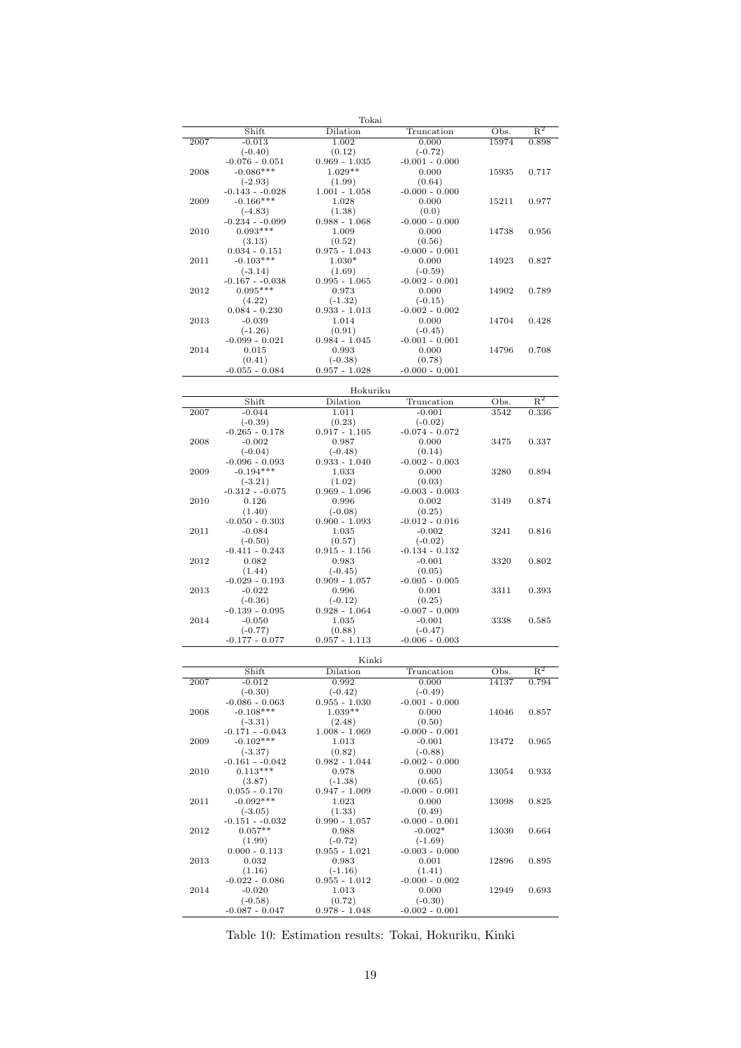Tokai

| | Shift | Dilation | Truncation | Obs. | $R^2$ |
|---|---|---|---|---|---|
| 2007 | -0.013 | 1.002 | 0.000 | 15974 | 0.898 |
| | (-0.40) | (0.12) | (-0.72) | | |
| | -0.076 - 0.051 | 0.969 - 1.035 | -0.001 - 0.000 | | |
| 2008 | -0.086*** | 1.029** | 0.000 | 15935 | 0.717 |
| | (-2.93) | (1.99) | (0.64) | | |
| | -0.143 - -0.028 | 1.001 - 1.058 | -0.000 - 0.000 | | |
| 2009 | -0.166*** | 1.028 | 0.000 | 15211 | 0.977 |
| | (-4.83) | (1.38) | (0.0) | | |
| | -0.234 - -0.099 | 0.988 - 1.068 | -0.000 - 0.000 | | |
| 2010 | 0.093*** | 1.009 | 0.000 | 14738 | 0.956 |
| | (3.13) | (0.52) | (0.56) | | |
| | 0.034 - 0.151 | 0.975 - 1.043 | -0.000 - 0.001 | | |
| 2011 | -0.103*** | 1.030* | 0.000 | 14923 | 0.827 |
| | (-3.14) | (1.69) | (-0.59) | | |
| | -0.167 - -0.038 | 0.995 - 1.065 | -0.002 - 0.001 | | |
| 2012 | 0.095*** | 0.973 | 0.000 | 14902 | 0.789 |
| | (4.22) | (-1.32) | (-0.15) | | |
| | 0.084 - 0.230 | 0.933 - 1.013 | -0.002 - 0.002 | | |
| 2013 | -0.039 | 1.014 | 0.000 | 14704 | 0.428 |
| | (-1.26) | (0.91) | (-0.45) | | |
| | -0.099 - 0.021 | 0.984 - 1.045 | -0.001 - 0.001 | | |
| 2014 | 0.015 | 0.993 | 0.000 | 14796 | 0.708 |
| | (0.41) | (-0.38) | (0.78) | | |
| | -0.055 - 0.084 | 0.957 - 1.028 | -0.000 - 0.001 | | |

Hokuriku

| | Shift | Dilation | Truncation | Obs. | $R^2$ |
|---|---|---|---|---|---|
| 2007 | -0.044 | 1.011 | -0.001 | 3542 | 0.336 |
| | (-0.39) | (0.23) | (-0.02) | | |
| | -0.265 - 0.178 | 0.917 - 1.105 | -0.074 - 0.072 | | |
| 2008 | -0.002 | 0.987 | 0.000 | 3475 | 0.337 |
| | (-0.04) | (-0.48) | (0.14) | | |
| | -0.096 - 0.093 | 0.933 - 1.040 | -0.002 - 0.003 | | |
| 2009 | -0.194*** | 1.033 | 0.000 | 3280 | 0.894 |
| | (-3.21) | (1.02) | (0.03) | | |
| | -0.312 - -0.075 | 0.969 - 1.096 | -0.003 - 0.003 | | |
| 2010 | 0.126 | 0.996 | 0.002 | 3149 | 0.874 |
| | (1.40) | (-0.08) | (0.25) | | |
| | -0.050 - 0.303 | 0.900 - 1.093 | -0.012 - 0.016 | | |
| 2011 | -0.084 | 1.035 | -0.002 | 3241 | 0.816 |
| | (-0.50) | (0.57) | (-0.02) | | |
| | -0.411 - 0.243 | 0.915 - 1.156 | -0.134 - 0.132 | | |
| 2012 | 0.082 | 0.983 | -0.001 | 3320 | 0.802 |
| | (1.44) | (-0.45) | (0.05) | | |
| | -0.029 - 0.193 | 0.909 - 1.057 | -0.005 - 0.005 | | |
| 2013 | -0.022 | 0.996 | 0.001 | 3311 | 0.393 |
| | (-0.36) | (-0.12) | (0.25) | | |
| | -0.139 - 0.095 | 0.928 - 1.064 | -0.007 - 0.009 | | |
| 2014 | -0.050 | 1.035 | -0.001 | 3338 | 0.585 |
| | (-0.77) | (0.88) | (-0.47) | | |
| | -0.177 - 0.077 | 0.957 - 1.113 | -0.006 - 0.003 | | |

Kinki

| | Shift | Dilation | Truncation | Obs. | $R^2$ |
|---|---|---|---|---|---|
| 2007 | -0.012 | 0.992 | 0.000 | 14137 | 0.794 |
| | (-0.30) | (-0.42) | (-0.49) | | |
| | -0.086 - 0.063 | 0.955 - 1.030 | -0.001 - 0.000 | | |
| 2008 | -0.108*** | 1.039** | 0.000 | 14046 | 0.857 |
| | (-3.31) | (2.48) | (0.50) | | |
| | -0.171 - -0.043 | 1.008 - 1.069 | -0.000 - 0.001 | | |
| 2009 | -0.102*** | 1.013 | -0.001 | 13472 | 0.965 |
| | (-3.37) | (0.82) | (-0.88) | | |
| | -0.161 - -0.042 | 0.982 - 1.044 | -0.002 - 0.000 | | |
| 2010 | 0.113*** | 0.978 | 0.000 | 13054 | 0.933 |
| | (3.87) | (-1.38) | (0.65) | | |
| | 0.055 - 0.170 | 0.947 - 1.009 | -0.000 - 0.001 | | |
| 2011 | -0.092*** | 1.023 | 0.000 | 13098 | 0.825 |
| | (-3.05) | (1.33) | (0.49) | | |
| | -0.151 - -0.032 | 0.990 - 1.057 | -0.000 - 0.001 | | |
| 2012 | 0.057** | 0.988 | -0.002* | 13030 | 0.664 |
| | (1.99) | (-0.72) | (-1.69) | | |
| | 0.000 - 0.113 | 0.955 - 1.021 | -0.003 - 0.000 | | |
| 2013 | 0.032 | 0.983 | 0.001 | 12896 | 0.895 |
| | (1.16) | (-1.16) | (1.41) | | |
| | -0.022 - 0.086 | 0.955 - 1.012 | -0.000 - 0.002 | | |
| 2014 | -0.020 | 1.013 | 0.000 | 12949 | 0.693 |
| | (-0.58) | (0.72) | (-0.30) | | |
| | -0.087 - 0.047 | 0.978 - 1.048 | -0.002 - 0.001 | | |

Table 10: Estimation results: Tokai, Hokuriku, Kinki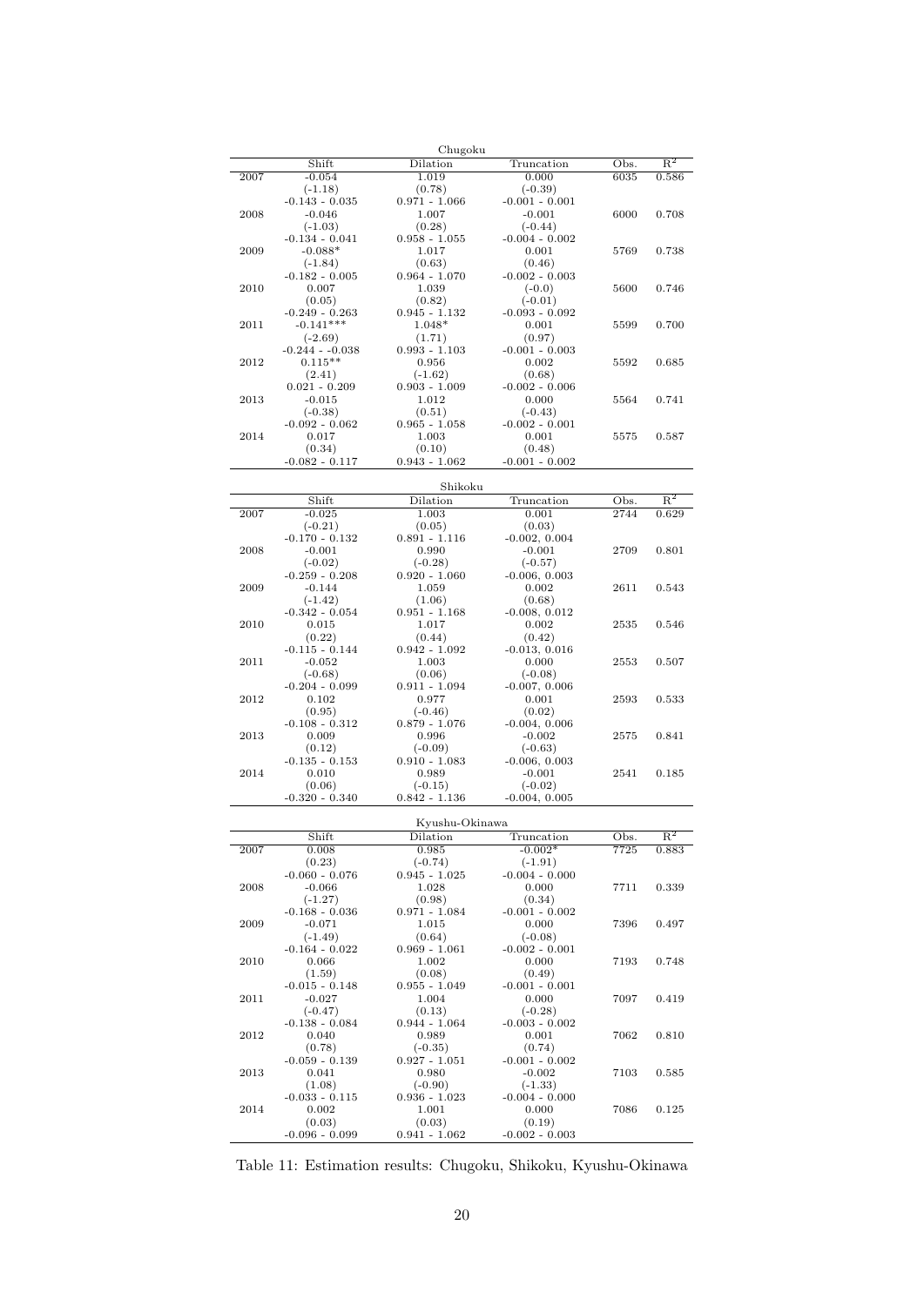Chugoku

| | Shift | Dilation | Truncation | Obs. | $R^2$ |
|---|---|---|---|---|---|
| 2007 | -0.054 | 1.019 | 0.000 | 6035 | 0.586 |
| | (-1.18) | (0.78) | (-0.39) | | |
| | -0.143 - 0.035 | 0.971 - 1.066 | -0.001 - 0.001 | | |
| 2008 | -0.046 | 1.007 | -0.001 | 6000 | 0.708 |
| | (-1.03) | (0.28) | (-0.44) | | |
| | -0.134 - 0.041 | 0.958 - 1.055 | -0.004 - 0.002 | | |
| 2009 | -0.088* | 1.017 | 0.001 | 5769 | 0.738 |
| | (-1.84) | (0.63) | (0.46) | | |
| | -0.182 - 0.005 | 0.964 - 1.070 | -0.002 - 0.003 | | |
| 2010 | 0.007 | 1.039 | (-0.0) | 5600 | 0.746 |
| | (0.05) | (0.82) | (-0.01) | | |
| | -0.249 - 0.263 | 0.945 - 1.132 | -0.093 - 0.092 | | |
| 2011 | -0.141*** | 1.048* | 0.001 | 5599 | 0.700 |
| | (-2.69) | (1.71) | (0.97) | | |
| | -0.244 - -0.038 | 0.993 - 1.103 | -0.001 - 0.003 | | |
| 2012 | 0.115** | 0.956 | 0.002 | 5592 | 0.685 |
| | (2.41) | (-1.62) | (0.68) | | |
| | 0.021 - 0.209 | 0.903 - 1.009 | -0.002 - 0.006 | | |
| 2013 | -0.015 | 1.012 | 0.000 | 5564 | 0.741 |
| | (-0.38) | (0.51) | (-0.43) | | |
| | -0.092 - 0.062 | 0.965 - 1.058 | -0.002 - 0.001 | | |
| 2014 | 0.017 | 1.003 | 0.001 | 5575 | 0.587 |
| | (0.34) | (0.10) | (0.48) | | |
| | -0.082 - 0.117 | 0.943 - 1.062 | -0.001 - 0.002 | | |

Shikoku

| | Shift | Dilation | Truncation | Obs. | $R^2$ |
|---|---|---|---|---|---|
| 2007 | -0.025 | 1.003 | 0.001 | 2744 | 0.629 |
| | (-0.21) | (0.05) | (0.03) | | |
| | -0.170 - 0.132 | 0.891 - 1.116 | -0.002, 0.004 | | |
| 2008 | -0.001 | 0.990 | -0.001 | 2709 | 0.801 |
| | (-0.02) | (-0.28) | (-0.57) | | |
| | -0.259 - 0.208 | 0.920 - 1.060 | -0.006, 0.003 | | |
| 2009 | -0.144 | 1.059 | 0.002 | 2611 | 0.543 |
| | (-1.42) | (1.06) | (0.68) | | |
| | -0.342 - 0.054 | 0.951 - 1.168 | -0.008, 0.012 | | |
| 2010 | 0.015 | 1.017 | 0.002 | 2535 | 0.546 |
| | (0.22) | (0.44) | (0.42) | | |
| | -0.115 - 0.144 | 0.942 - 1.092 | -0.013, 0.016 | | |
| 2011 | -0.052 | 1.003 | 0.000 | 2553 | 0.507 |
| | (-0.68) | (0.06) | (-0.08) | | |
| | -0.204 - 0.099 | 0.911 - 1.094 | -0.007, 0.006 | | |
| 2012 | 0.102 | 0.977 | 0.001 | 2593 | 0.533 |
| | (0.95) | (-0.46) | (0.02) | | |
| | -0.108 - 0.312 | 0.879 - 1.076 | -0.004, 0.006 | | |
| 2013 | 0.009 | 0.996 | -0.002 | 2575 | 0.841 |
| | (0.12) | (-0.09) | (-0.63) | | |
| | -0.135 - 0.153 | 0.910 - 1.083 | -0.006, 0.003 | | |
| 2014 | 0.010 | 0.989 | -0.001 | 2541 | 0.185 |
| | (0.06) | (-0.15) | (-0.02) | | |
| | -0.320 - 0.340 | 0.842 - 1.136 | -0.004, 0.005 | | |

Kyushu-Okinawa

| | Shift | Dilation | Truncation | Obs. | $R^2$ |
|---|---|---|---|---|---|
| 2007 | 0.008 | 0.985 | -0.002* | 7725 | 0.883 |
| | (0.23) | (-0.74) | (-1.91) | | |
| | -0.060 - 0.076 | 0.945 - 1.025 | -0.004 - 0.000 | | |
| 2008 | -0.066 | 1.028 | 0.000 | 7711 | 0.339 |
| | (-1.27) | (0.98) | (0.34) | | |
| | -0.168 - 0.036 | 0.971 - 1.084 | -0.001 - 0.002 | | |
| 2009 | -0.071 | 1.015 | 0.000 | 7396 | 0.497 |
| | (-1.49) | (0.64) | (-0.08) | | |
| | -0.164 - 0.022 | 0.969 - 1.061 | -0.002 - 0.001 | | |
| 2010 | 0.066 | 1.002 | 0.000 | 7193 | 0.748 |
| | (1.59) | (0.08) | (0.49) | | |
| | -0.015 - 0.148 | 0.955 - 1.049 | -0.001 - 0.001 | | |
| 2011 | -0.027 | 1.004 | 0.000 | 7097 | 0.419 |
| | (-0.47) | (0.13) | (-0.28) | | |
| | -0.138 - 0.084 | 0.944 - 1.064 | -0.003 - 0.002 | | |
| 2012 | 0.040 | 0.989 | 0.001 | 7062 | 0.810 |
| | (0.78) | (-0.35) | (0.74) | | |
| | -0.059 - 0.139 | 0.927 - 1.051 | -0.001 - 0.002 | | |
| 2013 | 0.041 | 0.980 | -0.002 | 7103 | 0.585 |
| | (1.08) | (-0.90) | (-1.33) | | |
| | -0.033 - 0.115 | 0.936 - 1.023 | -0.004 - 0.000 | | |
| 2014 | 0.002 | 1.001 | 0.000 | 7086 | 0.125 |
| | (0.03) | (0.03) | (0.19) | | |
| | -0.096 - 0.099 | 0.941 - 1.062 | -0.002 - 0.003 | | |

Table 11: Estimation results: Chugoku, Shikoku, Kyushu-Okinawa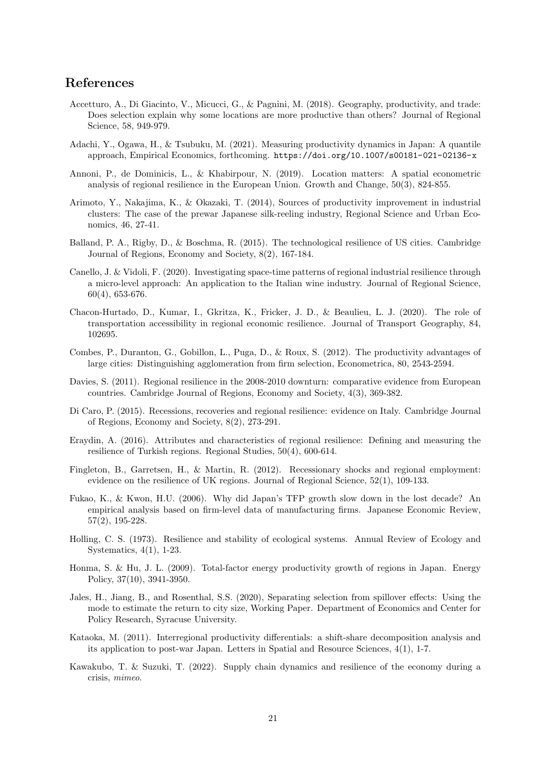## References

Accetturo, A., Di Giacinto, V., Micucci, G., & Pagnini, M. (2018). Geography, productivity, and trade: Does selection explain why some locations are more productive than others? Journal of Regional Science, 58, 949-979.

Adachi, Y., Ogawa, H., & Tsubuku, M. (2021). Measuring productivity dynamics in Japan: A quantile approach, Empirical Economics, forthcoming. https://doi.org/10.1007/s00181-021-02136-x

Annoni, P., de Dominicis, L., & Khabirpour, N. (2019). Location matters: A spatial econometric analysis of regional resilience in the European Union. Growth and Change, 50(3), 824-855.

Arimoto, Y., Nakajima, K., & Okazaki, T. (2014), Sources of productivity improvement in industrial clusters: The case of the prewar Japanese silk-reeling industry, Regional Science and Urban Economics, 46, 27-41.

Balland, P. A., Rigby, D., & Boschma, R. (2015). The technological resilience of US cities. Cambridge Journal of Regions, Economy and Society, 8(2), 167-184.

Canello, J. & Vidoli, F. (2020). Investigating space-time patterns of regional industrial resilience through a micro-level approach: An application to the Italian wine industry. Journal of Regional Science, 60(4), 653-676.

Chacon-Hurtado, D., Kumar, I., Gkritza, K., Fricker, J. D., & Beaulieu, L. J. (2020). The role of transportation accessibility in regional economic resilience. Journal of Transport Geography, 84, 102695.

Combes, P., Duranton, G., Gobillon, L., Puga, D., & Roux, S. (2012). The productivity advantages of large cities: Distinguishing agglomeration from firm selection, Econometrica, 80, 2543-2594.

Davies, S. (2011). Regional resilience in the 2008-2010 downturn: comparative evidence from European countries. Cambridge Journal of Regions, Economy and Society, 4(3), 369-382.

Di Caro, P. (2015). Recessions, recoveries and regional resilience: evidence on Italy. Cambridge Journal of Regions, Economy and Society, 8(2), 273-291.

Eraydin, A. (2016). Attributes and characteristics of regional resilience: Defining and measuring the resilience of Turkish regions. Regional Studies, 50(4), 600-614.

Fingleton, B., Garretsen, H., & Martin, R. (2012). Recessionary shocks and regional employment: evidence on the resilience of UK regions. Journal of Regional Science, 52(1), 109-133.

Fukao, K., & Kwon, H.U. (2006). Why did Japan's TFP growth slow down in the lost decade? An empirical analysis based on firm-level data of manufacturing firms. Japanese Economic Review, 57(2), 195-228.

Holling, C. S. (1973). Resilience and stability of ecological systems. Annual Review of Ecology and Systematics, 4(1), 1-23.

Honma, S. & Hu, J. L. (2009). Total-factor energy productivity growth of regions in Japan. Energy Policy, 37(10), 3941-3950.

Jales, H., Jiang, B., and Rosenthal, S.S. (2020), Separating selection from spillover effects: Using the mode to estimate the return to city size, Working Paper. Department of Economics and Center for Policy Research, Syracuse University.

Kataoka, M. (2011). Interregional productivity differentials: a shift-share decomposition analysis and its application to post-war Japan. Letters in Spatial and Resource Sciences, 4(1), 1-7.

Kawakubo, T. & Suzuki, T. (2022). Supply chain dynamics and resilience of the economy during a crisis, *mimeo*.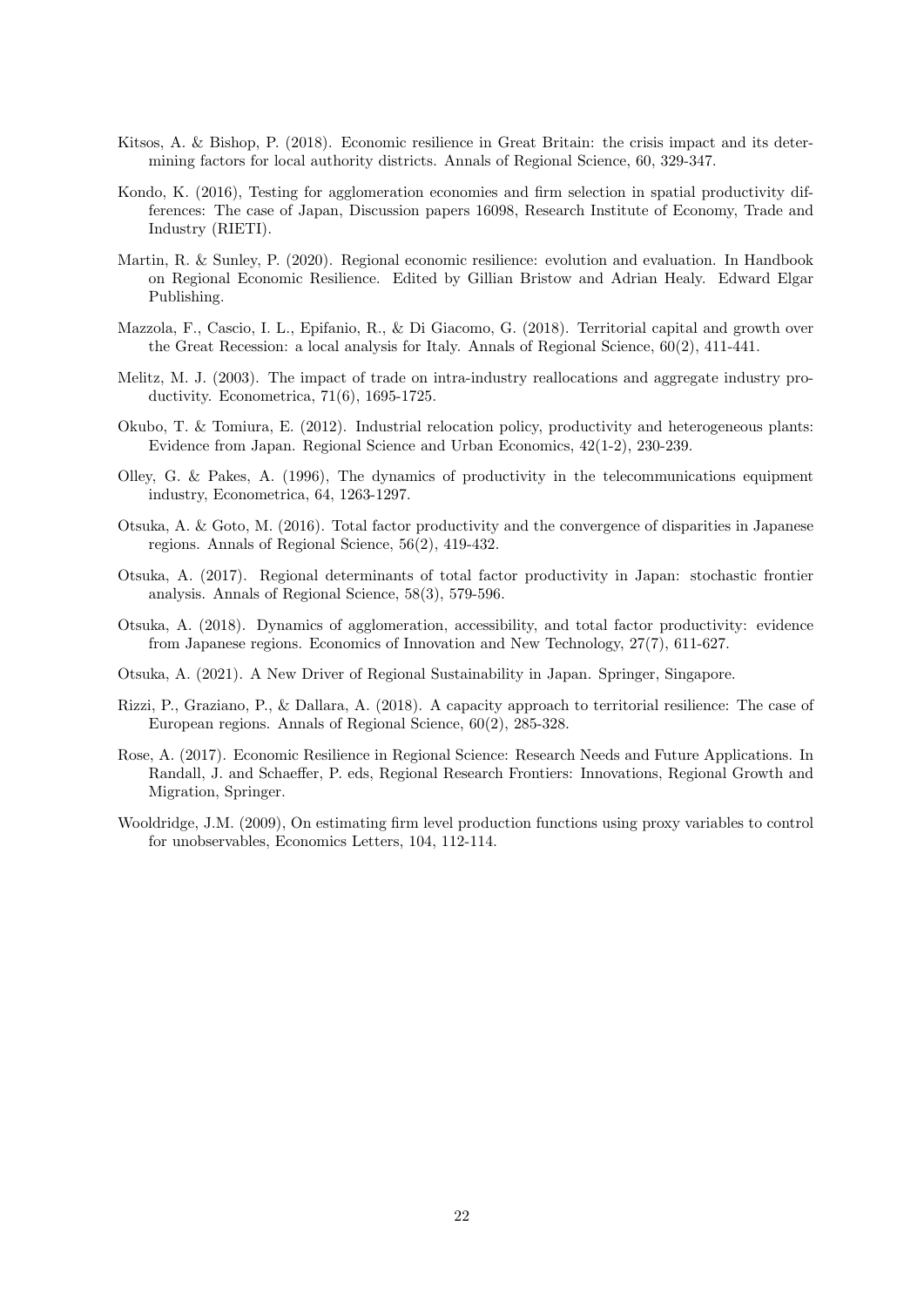Kitsos, A. & Bishop, P. (2018). Economic resilience in Great Britain: the crisis impact and its determining factors for local authority districts. Annals of Regional Science, 60, 329-347.

Kondo, K. (2016), Testing for agglomeration economies and firm selection in spatial productivity differences: The case of Japan, Discussion papers 16098, Research Institute of Economy, Trade and Industry (RIETI).

Martin, R. & Sunley, P. (2020). Regional economic resilience: evolution and evaluation. In Handbook on Regional Economic Resilience. Edited by Gillian Bristow and Adrian Healy. Edward Elgar Publishing.

Mazzola, F., Cascio, I. L., Epifanio, R., & Di Giacomo, G. (2018). Territorial capital and growth over the Great Recession: a local analysis for Italy. Annals of Regional Science, 60(2), 411-441.

Melitz, M. J. (2003). The impact of trade on intra-industry reallocations and aggregate industry productivity. Econometrica, 71(6), 1695-1725.

Okubo, T. & Tomiura, E. (2012). Industrial relocation policy, productivity and heterogeneous plants: Evidence from Japan. Regional Science and Urban Economics, 42(1-2), 230-239.

Olley, G. & Pakes, A. (1996), The dynamics of productivity in the telecommunications equipment industry, Econometrica, 64, 1263-1297.

Otsuka, A. & Goto, M. (2016). Total factor productivity and the convergence of disparities in Japanese regions. Annals of Regional Science, 56(2), 419-432.

Otsuka, A. (2017). Regional determinants of total factor productivity in Japan: stochastic frontier analysis. Annals of Regional Science, 58(3), 579-596.

Otsuka, A. (2018). Dynamics of agglomeration, accessibility, and total factor productivity: evidence from Japanese regions. Economics of Innovation and New Technology, 27(7), 611-627.

Otsuka, A. (2021). A New Driver of Regional Sustainability in Japan. Springer, Singapore.

Rizzi, P., Graziano, P., & Dallara, A. (2018). A capacity approach to territorial resilience: The case of European regions. Annals of Regional Science, 60(2), 285-328.

Rose, A. (2017). Economic Resilience in Regional Science: Research Needs and Future Applications. In Randall, J. and Schaeffer, P. eds, Regional Research Frontiers: Innovations, Regional Growth and Migration, Springer.

Wooldridge, J.M. (2009), On estimating firm level production functions using proxy variables to control for unobservables, Economics Letters, 104, 112-114.